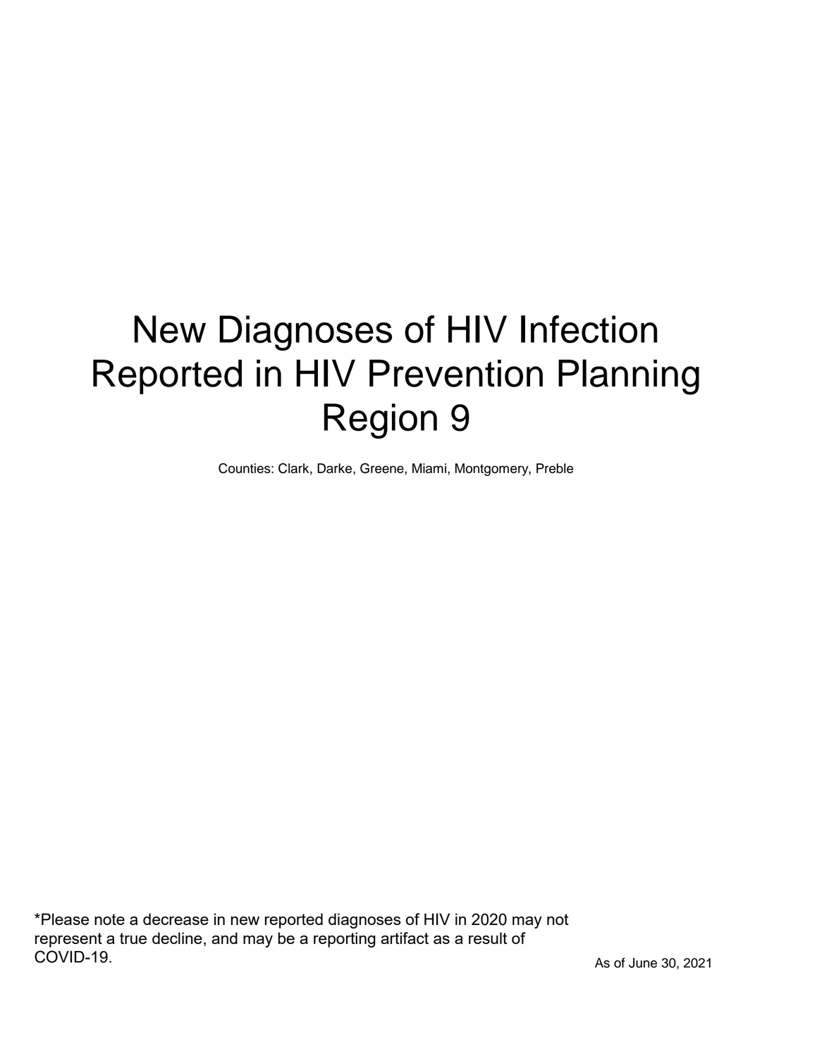# New Diagnoses of HIV Infection Reported in HIV Prevention Planning Region 9

Counties: Clark, Darke, Greene, Miami, Montgomery, Preble

*Please note a decrease in new reported diagnoses of HIV in 2020 may not represent a true decline, and may be a reporting artifact as a result of COVID-19.

As of June 30, 2021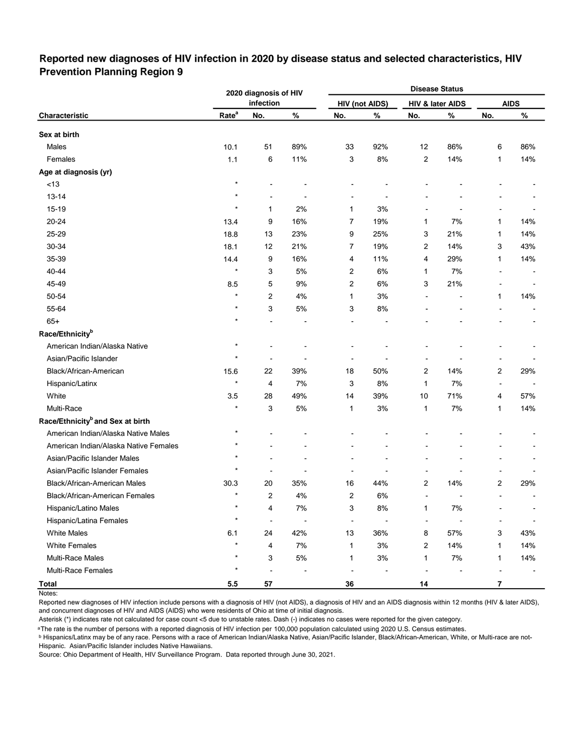## Reported new diagnoses of HIV infection in 2020 by disease status and selected characteristics, HIV Prevention Planning Region 9

| | 2020 diagnosis of HIV infection | | | Disease Status | | | | | |
|---|---|---|---|---|---|---|---|---|---|
| | | | | HIV (not AIDS) | | HIV & later AIDS | | AIDS | |
| Characteristic | Rate[a] | No. | % | No. | % | No. | % | No. | % |
| **Sex at birth** | | | | | | | | | |
| Males | 10.1 | 51 | 89% | 33 | 92% | 12 | 86% | 6 | 86% |
| Females | 1.1 | 6 | 11% | 3 | 8% | 2 | 14% | 1 | 14% |
| **Age at diagnosis (yr)** | | | | | | | | | |
| <13 | * | - | - | - | - | - | - | - | - |
| 13-14 | * | - | - | - | - | - | - | - | - |
| 15-19 | * | 1 | 2% | 1 | 3% | - | - | - | - |
| 20-24 | 13.4 | 9 | 16% | 7 | 19% | 1 | 7% | 1 | 14% |
| 25-29 | 18.8 | 13 | 23% | 9 | 25% | 3 | 21% | 1 | 14% |
| 30-34 | 18.1 | 12 | 21% | 7 | 19% | 2 | 14% | 3 | 43% |
| 35-39 | 14.4 | 9 | 16% | 4 | 11% | 4 | 29% | 1 | 14% |
| 40-44 | * | 3 | 5% | 2 | 6% | 1 | 7% | - | - |
| 45-49 | 8.5 | 5 | 9% | 2 | 6% | 3 | 21% | - | - |
| 50-54 | * | 2 | 4% | 1 | 3% | - | - | 1 | 14% |
| 55-64 | * | 3 | 5% | 3 | 8% | - | - | - | - |
| 65+ | * | - | - | - | - | - | - | - | - |
| **Race/Ethnicity[b]** | | | | | | | | | |
| American Indian/Alaska Native | * | - | - | - | - | - | - | - | - |
| Asian/Pacific Islander | * | - | - | - | - | - | - | - | - |
| Black/African-American | 15.6 | 22 | 39% | 18 | 50% | 2 | 14% | 2 | 29% |
| Hispanic/Latinx | * | 4 | 7% | 3 | 8% | 1 | 7% | - | - |
| White | 3.5 | 28 | 49% | 14 | 39% | 10 | 71% | 4 | 57% |
| Multi-Race | * | 3 | 5% | 1 | 3% | 1 | 7% | 1 | 14% |
| **Race/Ethnicity[b] and Sex at birth** | | | | | | | | | |
| American Indian/Alaska Native Males | * | - | - | - | - | - | - | - | - |
| American Indian/Alaska Native Females | * | - | - | - | - | - | - | - | - |
| Asian/Pacific Islander Males | * | - | - | - | - | - | - | - | - |
| Asian/Pacific Islander Females | * | - | - | - | - | - | - | - | - |
| Black/African-American Males | 30.3 | 20 | 35% | 16 | 44% | 2 | 14% | 2 | 29% |
| Black/African-American Females | * | 2 | 4% | 2 | 6% | - | - | - | - |
| Hispanic/Latino Males | * | 4 | 7% | 3 | 8% | 1 | 7% | - | - |
| Hispanic/Latina Females | * | - | - | - | - | - | - | - | - |
| White Males | 6.1 | 24 | 42% | 13 | 36% | 8 | 57% | 3 | 43% |
| White Females | * | 4 | 7% | 1 | 3% | 2 | 14% | 1 | 14% |
| Multi-Race Males | * | 3 | 5% | 1 | 3% | 1 | 7% | 1 | 14% |
| Multi-Race Females | * | - | - | - | - | - | - | - | - |
| **Total** | **5.5** | **57** | | **36** | | **14** | | **7** | |

Notes:

Reported new diagnoses of HIV infection include persons with a diagnosis of HIV (not AIDS), a diagnosis of HIV and an AIDS diagnosis within 12 months (HIV & later AIDS), and concurrent diagnoses of HIV and AIDS (AIDS) who were residents of Ohio at time of initial diagnosis.

Asterisk (*) indicates rate not calculated for case count <5 due to unstable rates. Dash (-) indicates no cases were reported for the given category.

[a] The rate is the number of persons with a reported diagnosis of HIV infection per 100,000 population calculated using 2020 U.S. Census estimates.

[b] Hispanics/Latinx may be of any race. Persons with a race of American Indian/Alaska Native, Asian/Pacific Islander, Black/African-American, White, or Multi-race are not-Hispanic. Asian/Pacific Islander includes Native Hawaiians.

Source: Ohio Department of Health, HIV Surveillance Program. Data reported through June 30, 2021.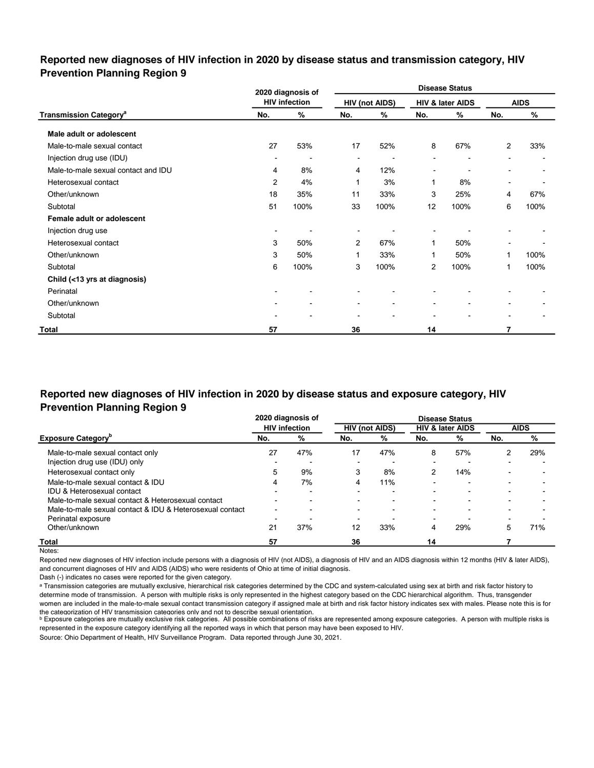## Reported new diagnoses of HIV infection in 2020 by disease status and transmission category, HIV Prevention Planning Region 9

| Transmission Category[a] | 2020 diagnosis of HIV infection | | Disease Status | | | | | |
|---|---|---|---|---|---|---|---|---|
| | | | HIV (not AIDS) | | HIV & later AIDS | | AIDS | |
| | No. | % | No. | % | No. | % | No. | % |
| **Male adult or adolescent** | | | | | | | | |
| Male-to-male sexual contact | 27 | 53% | 17 | 52% | 8 | 67% | 2 | 33% |
| Injection drug use (IDU) | - | - | - | - | - | - | - | - |
| Male-to-male sexual contact and IDU | 4 | 8% | 4 | 12% | - | - | - | - |
| Heterosexual contact | 2 | 4% | 1 | 3% | 1 | 8% | - | - |
| Other/unknown | 18 | 35% | 11 | 33% | 3 | 25% | 4 | 67% |
| Subtotal | 51 | 100% | 33 | 100% | 12 | 100% | 6 | 100% |
| **Female adult or adolescent** | | | | | | | | |
| Injection drug use | - | - | - | - | - | - | - | - |
| Heterosexual contact | 3 | 50% | 2 | 67% | 1 | 50% | - | - |
| Other/unknown | 3 | 50% | 1 | 33% | 1 | 50% | 1 | 100% |
| Subtotal | 6 | 100% | 3 | 100% | 2 | 100% | 1 | 100% |
| **Child (<13 yrs at diagnosis)** | | | | | | | | |
| Perinatal | - | - | - | - | - | - | - | - |
| Other/unknown | - | - | - | - | - | - | - | - |
| Subtotal | - | - | - | - | - | - | - | - |
| **Total** | **57** | | **36** | | **14** | | **7** | |

## Reported new diagnoses of HIV infection in 2020 by disease status and exposure category, HIV Prevention Planning Region 9

| Exposure Category[b] | 2020 diagnosis of HIV infection | | Disease Status | | | | | |
|---|---|---|---|---|---|---|---|---|
| | | | HIV (not AIDS) | | HIV & later AIDS | | AIDS | |
| | No. | % | No. | % | No. | % | No. | % |
| Male-to-male sexual contact only | 27 | 47% | 17 | 47% | 8 | 57% | 2 | 29% |
| Injection drug use (IDU) only | - | - | - | - | - | - | - | - |
| Heterosexual contact only | 5 | 9% | 3 | 8% | 2 | 14% | - | - |
| Male-to-male sexual contact & IDU | 4 | 7% | 4 | 11% | - | - | - | - |
| IDU & Heterosexual contact | - | - | - | - | - | - | - | - |
| Male-to-male sexual contact & Heterosexual contact | - | - | - | - | - | - | - | - |
| Male-to-male sexual contact & IDU & Heterosexual contact | - | - | - | - | - | - | - | - |
| Perinatal exposure | - | - | - | - | - | - | - | - |
| Other/unknown | 21 | 37% | 12 | 33% | 4 | 29% | 5 | 71% |
| **Total** | **57** | | **36** | | **14** | | **7** | |

Notes:

Reported new diagnoses of HIV infection include persons with a diagnosis of HIV (not AIDS), a diagnosis of HIV and an AIDS diagnosis within 12 months (HIV & later AIDS), and concurrent diagnoses of HIV and AIDS (AIDS) who were residents of Ohio at time of initial diagnosis.

Dash (-) indicates no cases were reported for the given category.

[a] Transmission categories are mutually exclusive, hierarchical risk categories determined by the CDC and system-calculated using sex at birth and risk factor history to determine mode of transmission. A person with multiple risks is only represented in the highest category based on the CDC hierarchical algorithm. Thus, transgender women are included in the male-to-male sexual contact transmission category if assigned male at birth and risk factor history indicates sex with males. Please note this is for the categorization of HIV transmission categories only and not to describe sexual orientation.

[b] Exposure categories are mutually exclusive risk categories. All possible combinations of risks are represented among exposure categories. A person with multiple risks is represented in the exposure category identifying all the reported ways in which that person may have been exposed to HIV.

Source: Ohio Department of Health, HIV Surveillance Program. Data reported through June 30, 2021.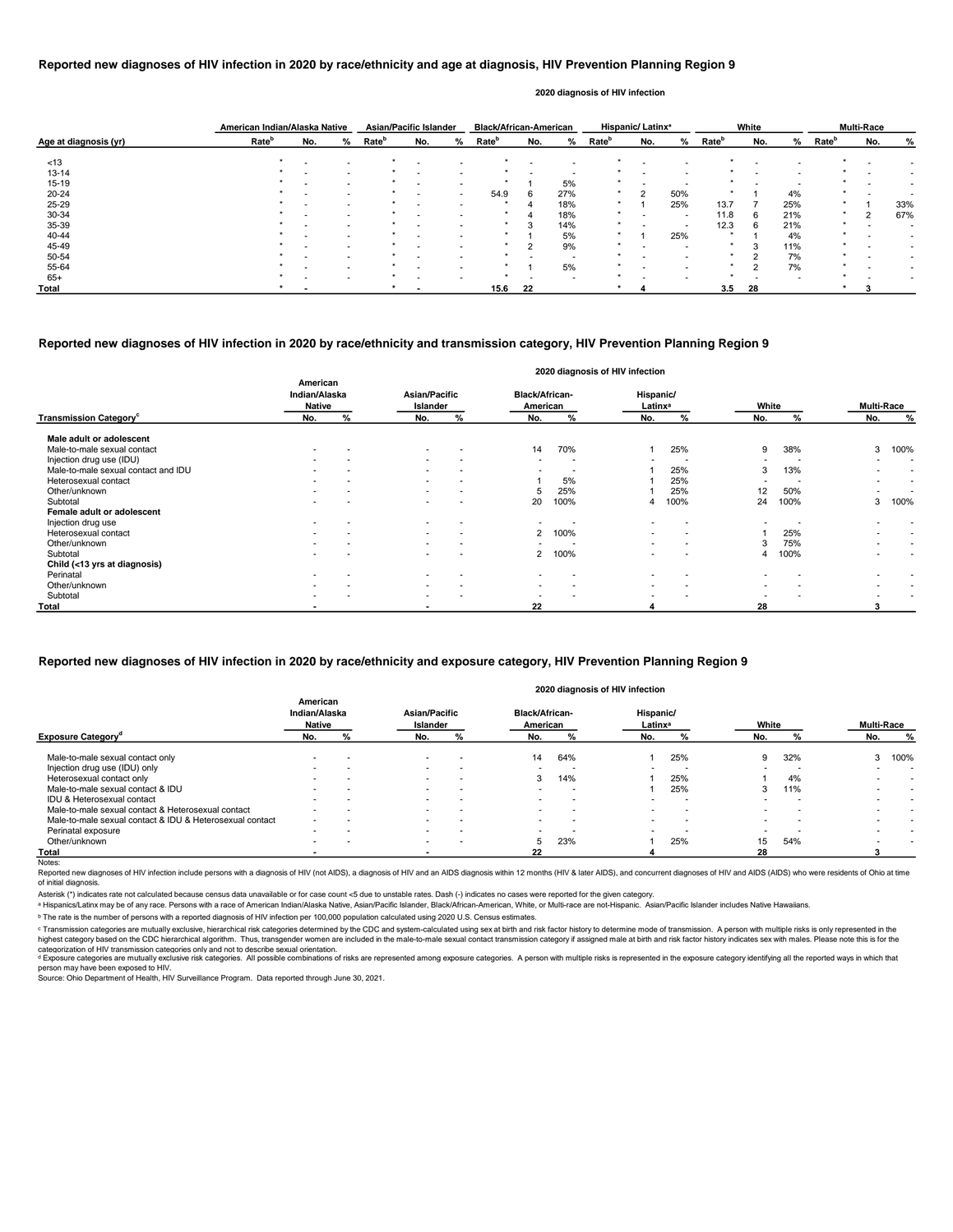## Reported new diagnoses of HIV infection in 2020 by race/ethnicity and age at diagnosis, HIV Prevention Planning Region 9

2020 diagnosis of HIV infection

| Age at diagnosis (yr) | American Indian/Alaska Native | | | Asian/Pacific Islander | | | Black/African-American | | | Hispanic/ Latinx[a] | | | White | | | Multi-Race | | |
|---|---|---|---|---|---|---|---|---|---|---|---|---|---|---|---|---|---|---|
| | Rate[b] | No. | % | Rate[b] | No. | % | Rate[b] | No. | % | Rate[b] | No. | % | Rate[b] | No. | % | Rate[b] | No. | % |
| <13 | * | - | - | * | - | - | * | - | - | * | - | - | * | - | - | * | - | - |
| 13-14 | * | - | - | * | - | - | * | - | - | * | - | - | * | - | - | * | - | - |
| 15-19 | * | - | - | * | - | - | * | 1 | 5% | * | - | - | * | - | - | * | - | - |
| 20-24 | * | - | - | * | - | - | 54.9 | 6 | 27% | * | 2 | 50% | * | 1 | 4% | * | - | - |
| 25-29 | * | - | - | * | - | - | * | 4 | 18% | * | 1 | 25% | 13.7 | 7 | 25% | * | 1 | 33% |
| 30-34 | * | - | - | * | - | - | * | 4 | 18% | * | - | - | 11.8 | 6 | 21% | * | 2 | 67% |
| 35-39 | * | - | - | * | - | - | * | 3 | 14% | * | - | - | 12.3 | 6 | 21% | * | - | - |
| 40-44 | * | - | - | * | - | - | * | 1 | 5% | * | 1 | 25% | * | 1 | 4% | * | - | - |
| 45-49 | * | - | - | * | - | - | * | 2 | 9% | * | - | - | * | 3 | 11% | * | - | - |
| 50-54 | * | - | - | * | - | - | * | - | - | * | - | - | * | 2 | 7% | * | - | - |
| 55-64 | * | - | - | * | - | - | * | 1 | 5% | * | - | - | * | 2 | 7% | * | - | - |
| 65+ | * | - | - | * | - | - | * | - | - | * | - | - | * | - | - | * | - | - |
| **Total** | * | - | | * | - | | 15.6 | 22 | | * | 4 | | 3.5 | 28 | | * | 3 | |

## Reported new diagnoses of HIV infection in 2020 by race/ethnicity and transmission category, HIV Prevention Planning Region 9

2020 diagnosis of HIV infection

| Transmission Category[c] | American Indian/Alaska Native | | Asian/Pacific Islander | | Black/African-American | | Hispanic/ Latinx[a] | | White | | Multi-Race | |
|---|---|---|---|---|---|---|---|---|---|---|---|---|
| | No. | % | No. | % | No. | % | No. | % | No. | % | No. | % |
| **Male adult or adolescent** | | | | | | | | | | | | |
| Male-to-male sexual contact | - | - | - | - | 14 | 70% | 1 | 25% | 9 | 38% | 3 | 100% |
| Injection drug use (IDU) | - | - | - | - | - | - | - | - | - | - | - | - |
| Male-to-male sexual contact and IDU | - | - | - | - | - | - | 1 | 25% | 3 | 13% | - | - |
| Heterosexual contact | - | - | - | - | 1 | 5% | 1 | 25% | - | - | - | - |
| Other/unknown | - | - | - | - | 5 | 25% | 1 | 25% | 12 | 50% | - | - |
| Subtotal | - | - | - | - | 20 | 100% | 4 | 100% | 24 | 100% | 3 | 100% |
| **Female adult or adolescent** | | | | | | | | | | | | |
| Injection drug use | - | - | - | - | - | - | - | - | - | - | - | - |
| Heterosexual contact | - | - | - | - | 2 | 100% | - | - | 1 | 25% | - | - |
| Other/unknown | - | - | - | - | - | - | - | - | 3 | 75% | - | - |
| Subtotal | - | - | - | - | 2 | 100% | - | - | 4 | 100% | - | - |
| **Child (<13 yrs at diagnosis)** | | | | | | | | | | | | |
| Perinatal | - | - | - | - | - | - | - | - | - | - | - | - |
| Other/unknown | - | - | - | - | - | - | - | - | - | - | - | - |
| Subtotal | - | - | - | - | - | - | - | - | - | - | - | - |
| **Total** | - | | - | | 22 | | 4 | | 28 | | 3 | |

## Reported new diagnoses of HIV infection in 2020 by race/ethnicity and exposure category, HIV Prevention Planning Region 9

2020 diagnosis of HIV infection

| Exposure Category[d] | American Indian/Alaska Native | | Asian/Pacific Islander | | Black/African-American | | Hispanic/ Latinx[a] | | White | | Multi-Race | |
|---|---|---|---|---|---|---|---|---|---|---|---|---|
| | No. | % | No. | % | No. | % | No. | % | No. | % | No. | % |
| Male-to-male sexual contact only | - | - | - | - | 14 | 64% | 1 | 25% | 9 | 32% | 3 | 100% |
| Injection drug use (IDU) only | - | - | - | - | - | - | - | - | - | - | - | - |
| Heterosexual contact only | - | - | - | - | 3 | 14% | 1 | 25% | 1 | 4% | - | - |
| Male-to-male sexual contact & IDU | - | - | - | - | - | - | 1 | 25% | 3 | 11% | - | - |
| IDU & Heterosexual contact | - | - | - | - | - | - | - | - | - | - | - | - |
| Male-to-male sexual contact & Heterosexual contact | - | - | - | - | - | - | - | - | - | - | - | - |
| Male-to-male sexual contact & IDU & Heterosexual contact | - | - | - | - | - | - | - | - | - | - | - | - |
| Perinatal exposure | - | - | - | - | - | - | - | - | - | - | - | - |
| Other/unknown | - | - | - | - | 5 | 23% | 1 | 25% | 15 | 54% | - | - |
| **Total** | - | | - | | 22 | | 4 | | 28 | | 3 | |

Notes:

Reported new diagnoses of HIV infection include persons with a diagnosis of HIV (not AIDS), a diagnosis of HIV and an AIDS diagnosis within 12 months (HIV & later AIDS), and concurrent diagnoses of HIV and AIDS (AIDS) who were residents of Ohio at time of initial diagnosis.

Asterisk (*) indicates rate not calculated because census data unavailable or for case count <5 due to unstable rates. Dash (-) indicates no cases were reported for the given category.

[a] Hispanics/Latinx may be of any race. Persons with a race of American Indian/Alaska Native, Asian/Pacific Islander, Black/African-American, White, or Multi-race are not-Hispanic. Asian/Pacific Islander includes Native Hawaiians.

[b] The rate is the number of persons with a reported diagnosis of HIV infection per 100,000 population calculated using 2020 U.S. Census estimates.

[c] Transmission categories are mutually exclusive, hierarchical risk categories determined by the CDC and system-calculated using sex at birth and risk factor history to determine mode of transmission. A person with multiple risks is only represented in the highest category based on the CDC hierarchical algorithm. Thus, transgender women are included in the male-to-male sexual contact transmission category if assigned male at birth and risk factor history indicates sex with males. Please note this is for the categorization of HIV transmission categories only and not to describe sexual orientation.

[d] Exposure categories are mutually exclusive risk categories. All possible combinations of risks are represented among exposure categories. A person with multiple risks is represented in the exposure category identifying all the reported ways in which that person may have been exposed to HIV.

Source: Ohio Department of Health, HIV Surveillance Program. Data reported through June 30, 2021.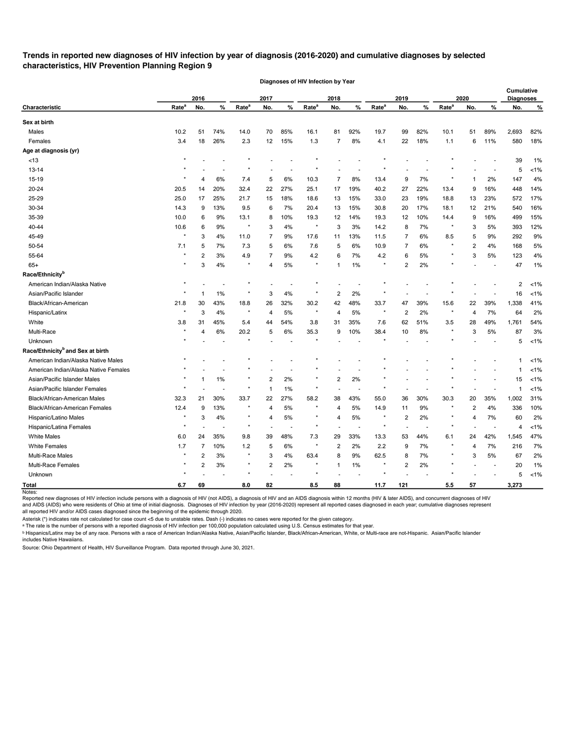**Trends in reported new diagnoses of HIV infection by year of diagnosis (2016-2020) and cumulative diagnoses by selected characteristics, HIV Prevention Planning Region 9**

| | Diagnoses of HIV Infection by Year | | | | | | | | | | | | | | | Cumulative Diagnoses | |
|---|---|---|---|---|---|---|---|---|---|---|---|---|---|---|---|---|---|
| | 2016 | | | 2017 | | | 2018 | | | 2019 | | | 2020 | | | | |
| Characteristic | Rate[a] | No. | % | Rate[a] | No. | % | Rate[a] | No. | % | Rate[a] | No. | % | Rate[a] | No. | % | No. | % |
| **Sex at birth** | | | | | | | | | | | | | | | | | |
| Males | 10.2 | 51 | 74% | 14.0 | 70 | 85% | 16.1 | 81 | 92% | 19.7 | 99 | 82% | 10.1 | 51 | 89% | 2,693 | 82% |
| Females | 3.4 | 18 | 26% | 2.3 | 12 | 15% | 1.3 | 7 | 8% | 4.1 | 22 | 18% | 1.1 | 6 | 11% | 580 | 18% |
| **Age at diagnosis (yr)** | | | | | | | | | | | | | | | | | |
| <13 | * | - | - | * | - | - | * | - | - | * | - | - | * | - | - | 39 | 1% |
| 13-14 | * | - | - | * | - | - | * | - | - | * | - | - | * | - | - | 5 | <1% |
| 15-19 | * | 4 | 6% | 7.4 | 5 | 6% | 10.3 | 7 | 8% | 13.4 | 9 | 7% | * | 1 | 2% | 147 | 4% |
| 20-24 | 20.5 | 14 | 20% | 32.4 | 22 | 27% | 25.1 | 17 | 19% | 40.2 | 27 | 22% | 13.4 | 9 | 16% | 448 | 14% |
| 25-29 | 25.0 | 17 | 25% | 21.7 | 15 | 18% | 18.6 | 13 | 15% | 33.0 | 23 | 19% | 18.8 | 13 | 23% | 572 | 17% |
| 30-34 | 14.3 | 9 | 13% | 9.5 | 6 | 7% | 20.4 | 13 | 15% | 30.8 | 20 | 17% | 18.1 | 12 | 21% | 540 | 16% |
| 35-39 | 10.0 | 6 | 9% | 13.1 | 8 | 10% | 19.3 | 12 | 14% | 19.3 | 12 | 10% | 14.4 | 9 | 16% | 499 | 15% |
| 40-44 | 10.6 | 6 | 9% | * | 3 | 4% | * | 3 | 3% | 14.2 | 8 | 7% | * | 3 | 5% | 393 | 12% |
| 45-49 | * | 3 | 4% | 11.0 | 7 | 9% | 17.6 | 11 | 13% | 11.5 | 7 | 6% | 8.5 | 5 | 9% | 292 | 9% |
| 50-54 | 7.1 | 5 | 7% | 7.3 | 5 | 6% | 7.6 | 5 | 6% | 10.9 | 7 | 6% | * | 2 | 4% | 168 | 5% |
| 55-64 | * | 2 | 3% | 4.9 | 7 | 9% | 4.2 | 6 | 7% | 4.2 | 6 | 5% | * | 3 | 5% | 123 | 4% |
| 65+ | * | 3 | 4% | * | 4 | 5% | * | 1 | 1% | * | 2 | 2% | * | - | - | 47 | 1% |
| **Race/Ethnicity[b]** | | | | | | | | | | | | | | | | | |
| American Indian/Alaska Native | * | - | - | * | - | - | * | - | - | * | - | - | * | - | - | 2 | <1% |
| Asian/Pacific Islander | * | 1 | 1% | * | 3 | 4% | * | 2 | 2% | * | - | - | * | - | - | 16 | <1% |
| Black/African-American | 21.8 | 30 | 43% | 18.8 | 26 | 32% | 30.2 | 42 | 48% | 33.7 | 47 | 39% | 15.6 | 22 | 39% | 1,338 | 41% |
| Hispanic/Latinx | * | 3 | 4% | * | 4 | 5% | * | 4 | 5% | * | 2 | 2% | * | 4 | 7% | 64 | 2% |
| White | 3.8 | 31 | 45% | 5.4 | 44 | 54% | 3.8 | 31 | 35% | 7.6 | 62 | 51% | 3.5 | 28 | 49% | 1,761 | 54% |
| Multi-Race | * | 4 | 6% | 20.2 | 5 | 6% | 35.3 | 9 | 10% | 38.4 | 10 | 8% | * | 3 | 5% | 87 | 3% |
| Unknown | * | - | - | * | - | - | * | - | - | * | - | - | * | - | - | 5 | <1% |
| **Race/Ethnicity[b] and Sex at birth** | | | | | | | | | | | | | | | | | |
| American Indian/Alaska Native Males | * | - | - | * | - | - | * | - | - | * | - | - | * | - | - | 1 | <1% |
| American Indian/Alaska Native Females | * | - | - | * | - | - | * | - | - | * | - | - | * | - | - | 1 | <1% |
| Asian/Pacific Islander Males | * | 1 | 1% | * | 2 | 2% | * | 2 | 2% | * | - | - | * | - | - | 15 | <1% |
| Asian/Pacific Islander Females | * | - | - | * | 1 | 1% | * | - | - | * | - | - | * | - | - | 1 | <1% |
| Black/African-American Males | 32.3 | 21 | 30% | 33.7 | 22 | 27% | 58.2 | 38 | 43% | 55.0 | 36 | 30% | 30.3 | 20 | 35% | 1,002 | 31% |
| Black/African-American Females | 12.4 | 9 | 13% | * | 4 | 5% | * | 4 | 5% | 14.9 | 11 | 9% | * | 2 | 4% | 336 | 10% |
| Hispanic/Latino Males | * | 3 | 4% | * | 4 | 5% | * | 4 | 5% | * | 2 | 2% | * | 4 | 7% | 60 | 2% |
| Hispanic/Latina Females | * | - | - | * | - | - | * | - | - | * | - | - | * | - | - | 4 | <1% |
| White Males | 6.0 | 24 | 35% | 9.8 | 39 | 48% | 7.3 | 29 | 33% | 13.3 | 53 | 44% | 6.1 | 24 | 42% | 1,545 | 47% |
| White Females | 1.7 | 7 | 10% | 1.2 | 5 | 6% | * | 2 | 2% | 2.2 | 9 | 7% | * | 4 | 7% | 216 | 7% |
| Multi-Race Males | * | 2 | 3% | * | 3 | 4% | 63.4 | 8 | 9% | 62.5 | 8 | 7% | * | 3 | 5% | 67 | 2% |
| Multi-Race Females | * | 2 | 3% | * | 2 | 2% | * | 1 | 1% | * | 2 | 2% | * | - | - | 20 | 1% |
| Unknown | * | - | - | * | - | - | * | - | - | * | - | - | * | - | - | 5 | <1% |
| **Total** | **6.7** | **69** | | **8.0** | **82** | | **8.5** | **88** | | **11.7** | **121** | | **5.5** | **57** | | **3,273** | |

Notes:
Reported new diagnoses of HIV infection include persons with a diagnosis of HIV (not AIDS), a diagnosis of HIV and an AIDS diagnosis within 12 months (HIV & later AIDS), and concurrent diagnoses of HIV and AIDS (AIDS) who were residents of Ohio at time of initial diagnosis. Diagnoses of HIV infection by year (2016-2020) represent all reported cases diagnosed in each year; cumulative diagnoses represent all reported HIV and/or AIDS cases diagnosed since the beginning of the epidemic through 2020.

Asterisk (*) indicates rate not calculated for case count <5 due to unstable rates. Dash (-) indicates no cases were reported for the given category.

[a] The rate is the number of persons with a reported diagnosis of HIV infection per 100,000 population calculated using U.S. Census estimates for that year.

[b] Hispanics/Latinx may be of any race. Persons with a race of American Indian/Alaska Native, Asian/Pacific Islander, Black/African-American, White, or Multi-race are not-Hispanic. Asian/Pacific Islander includes Native Hawaiians.

Source: Ohio Department of Health, HIV Surveillance Program. Data reported through June 30, 2021.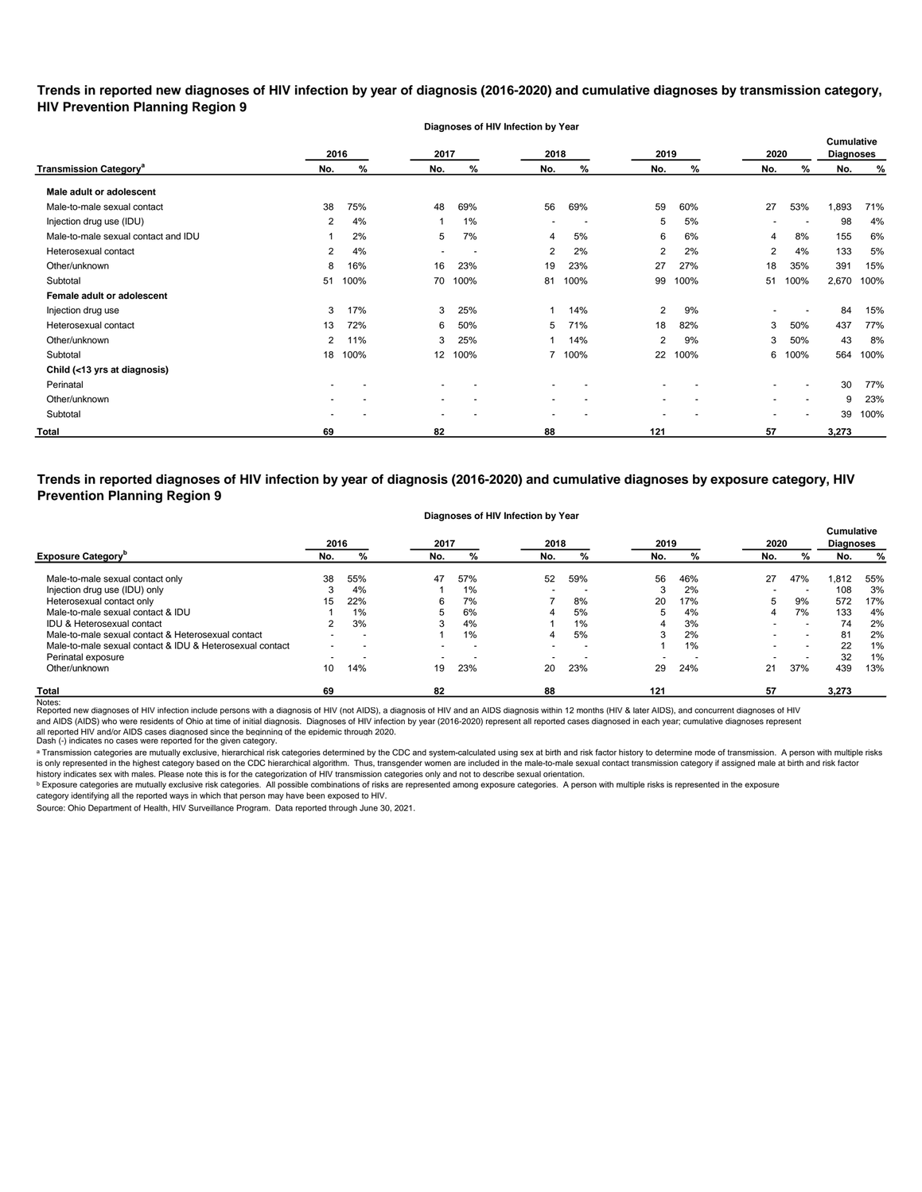## Trends in reported new diagnoses of HIV infection by year of diagnosis (2016-2020) and cumulative diagnoses by transmission category, HIV Prevention Planning Region 9

| | Diagnoses of HIV Infection by Year | | | | | | | | | | | |
|---|---|---|---|---|---|---|---|---|---|---|---|---|
| | 2016 | | 2017 | | 2018 | | 2019 | | 2020 | | Cumulative Diagnoses | |
| Transmission Category[a] | No. | % | No. | % | No. | % | No. | % | No. | % | No. | % |
| **Male adult or adolescent** | | | | | | | | | | | | |
| Male-to-male sexual contact | 38 | 75% | 48 | 69% | 56 | 69% | 59 | 60% | 27 | 53% | 1,893 | 71% |
| Injection drug use (IDU) | 2 | 4% | 1 | 1% | - | - | 5 | 5% | - | - | 98 | 4% |
| Male-to-male sexual contact and IDU | 1 | 2% | 5 | 7% | 4 | 5% | 6 | 6% | 4 | 8% | 155 | 6% |
| Heterosexual contact | 2 | 4% | - | - | 2 | 2% | 2 | 2% | 2 | 4% | 133 | 5% |
| Other/unknown | 8 | 16% | 16 | 23% | 19 | 23% | 27 | 27% | 18 | 35% | 391 | 15% |
| Subtotal | 51 | 100% | 70 | 100% | 81 | 100% | 99 | 100% | 51 | 100% | 2,670 | 100% |
| **Female adult or adolescent** | | | | | | | | | | | | |
| Injection drug use | 3 | 17% | 3 | 25% | 1 | 14% | 2 | 9% | - | - | 84 | 15% |
| Heterosexual contact | 13 | 72% | 6 | 50% | 5 | 71% | 18 | 82% | 3 | 50% | 437 | 77% |
| Other/unknown | 2 | 11% | 3 | 25% | 1 | 14% | 2 | 9% | 3 | 50% | 43 | 8% |
| Subtotal | 18 | 100% | 12 | 100% | 7 | 100% | 22 | 100% | 6 | 100% | 564 | 100% |
| **Child (<13 yrs at diagnosis)** | | | | | | | | | | | | |
| Perinatal | - | - | - | - | - | - | - | - | - | - | 30 | 77% |
| Other/unknown | - | - | - | - | - | - | - | - | - | - | 9 | 23% |
| Subtotal | - | - | - | - | - | - | - | - | - | - | 39 | 100% |
| **Total** | **69** | | **82** | | **88** | | **121** | | **57** | | **3,273** | |

## Trends in reported diagnoses of HIV infection by year of diagnosis (2016-2020) and cumulative diagnoses by exposure category, HIV Prevention Planning Region 9

| | Diagnoses of HIV Infection by Year | | | | | | | | | | | |
|---|---|---|---|---|---|---|---|---|---|---|---|---|
| | 2016 | | 2017 | | 2018 | | 2019 | | 2020 | | Cumulative Diagnoses | |
| Exposure Category[b] | No. | % | No. | % | No. | % | No. | % | No. | % | No. | % |
| Male-to-male sexual contact only | 38 | 55% | 47 | 57% | 52 | 59% | 56 | 46% | 27 | 47% | 1,812 | 55% |
| Injection drug use (IDU) only | 3 | 4% | 1 | 1% | - | - | 3 | 2% | - | - | 108 | 3% |
| Heterosexual contact only | 15 | 22% | 6 | 7% | 7 | 8% | 20 | 17% | 5 | 9% | 572 | 17% |
| Male-to-male sexual contact & IDU | 1 | 1% | 5 | 6% | 4 | 5% | 5 | 4% | 4 | 7% | 133 | 4% |
| IDU & Heterosexual contact | 2 | 3% | 3 | 4% | 1 | 1% | 4 | 3% | - | - | 74 | 2% |
| Male-to-male sexual contact & Heterosexual contact | - | - | 1 | 1% | 4 | 5% | 3 | 2% | - | - | 81 | 2% |
| Male-to-male sexual contact & IDU & Heterosexual contact | - | - | - | - | - | - | 1 | 1% | - | - | 22 | 1% |
| Perinatal exposure | - | - | - | - | - | - | - | - | - | - | 32 | 1% |
| Other/unknown | 10 | 14% | 19 | 23% | 20 | 23% | 29 | 24% | 21 | 37% | 439 | 13% |
| **Total** | **69** | | **82** | | **88** | | **121** | | **57** | | **3,273** | |

Notes:
Reported new diagnoses of HIV infection include persons with a diagnosis of HIV (not AIDS), a diagnosis of HIV and an AIDS diagnosis within 12 months (HIV & later AIDS), and concurrent diagnoses of HIV and AIDS (AIDS) who were residents of Ohio at time of initial diagnosis. Diagnoses of HIV infection by year (2016-2020) represent all reported cases diagnosed in each year; cumulative diagnoses represent all reported HIV and/or AIDS cases diagnosed since the beginning of the epidemic through 2020.
Dash (-) indicates no cases were reported for the given category.

[a] Transmission categories are mutually exclusive, hierarchical risk categories determined by the CDC and system-calculated using sex at birth and risk factor history to determine mode of transmission. A person with multiple risks is only represented in the highest category based on the CDC hierarchical algorithm. Thus, transgender women are included in the male-to-male sexual contact transmission category if assigned male at birth and risk factor history indicates sex with males. Please note this is for the categorization of HIV transmission categories only and not to describe sexual orientation.

[b] Exposure categories are mutually exclusive risk categories. All possible combinations of risks are represented among exposure categories. A person with multiple risks is represented in the exposure category identifying all the reported ways in which that person may have been exposed to HIV.

Source: Ohio Department of Health, HIV Surveillance Program. Data reported through June 30, 2021.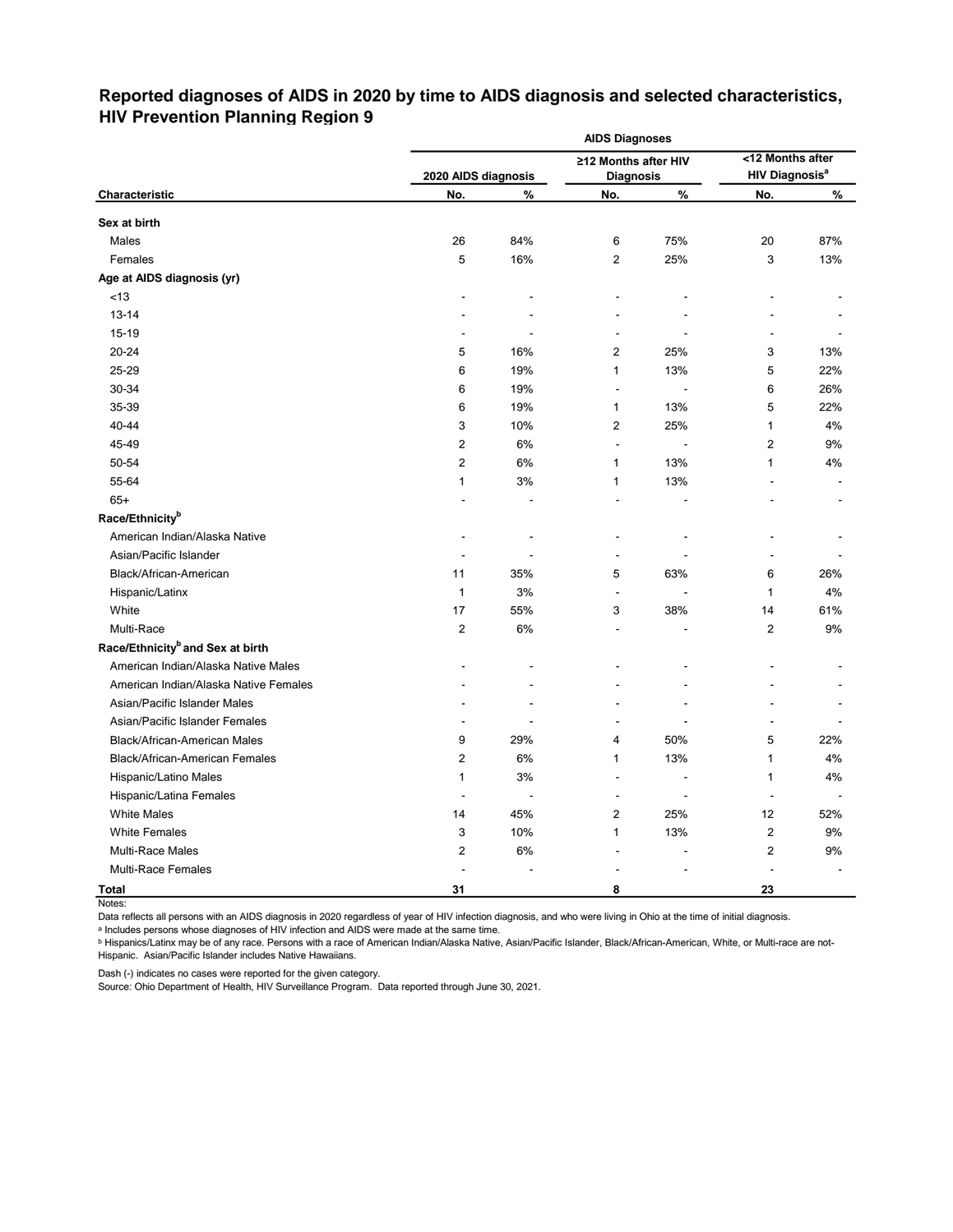## Reported diagnoses of AIDS in 2020 by time to AIDS diagnosis and selected characteristics, HIV Prevention Planning Region 9

| | AIDS Diagnoses | | | | | |
|---|---|---|---|---|---|---|
| | 2020 AIDS diagnosis | | ≥12 Months after HIV Diagnosis | | <12 Months after HIV Diagnosis[a] | |
| **Characteristic** | **No.** | **%** | **No.** | **%** | **No.** | **%** |
| **Sex at birth** | | | | | | |
| Males | 26 | 84% | 6 | 75% | 20 | 87% |
| Females | 5 | 16% | 2 | 25% | 3 | 13% |
| **Age at AIDS diagnosis (yr)** | | | | | | |
| <13 | - | - | - | - | - | - |
| 13-14 | - | - | - | - | - | - |
| 15-19 | - | - | - | - | - | - |
| 20-24 | 5 | 16% | 2 | 25% | 3 | 13% |
| 25-29 | 6 | 19% | 1 | 13% | 5 | 22% |
| 30-34 | 6 | 19% | - | - | 6 | 26% |
| 35-39 | 6 | 19% | 1 | 13% | 5 | 22% |
| 40-44 | 3 | 10% | 2 | 25% | 1 | 4% |
| 45-49 | 2 | 6% | - | - | 2 | 9% |
| 50-54 | 2 | 6% | 1 | 13% | 1 | 4% |
| 55-64 | 1 | 3% | 1 | 13% | - | - |
| 65+ | - | - | - | - | - | - |
| **Race/Ethnicity[b]** | | | | | | |
| American Indian/Alaska Native | - | - | - | - | - | - |
| Asian/Pacific Islander | - | - | - | - | - | - |
| Black/African-American | 11 | 35% | 5 | 63% | 6 | 26% |
| Hispanic/Latinx | 1 | 3% | - | - | 1 | 4% |
| White | 17 | 55% | 3 | 38% | 14 | 61% |
| Multi-Race | 2 | 6% | - | - | 2 | 9% |
| **Race/Ethnicity[b] and Sex at birth** | | | | | | |
| American Indian/Alaska Native Males | - | - | - | - | - | - |
| American Indian/Alaska Native Females | - | - | - | - | - | - |
| Asian/Pacific Islander Males | - | - | - | - | - | - |
| Asian/Pacific Islander Females | - | - | - | - | - | - |
| Black/African-American Males | 9 | 29% | 4 | 50% | 5 | 22% |
| Black/African-American Females | 2 | 6% | 1 | 13% | 1 | 4% |
| Hispanic/Latino Males | 1 | 3% | - | - | 1 | 4% |
| Hispanic/Latina Females | - | - | - | - | - | - |
| White Males | 14 | 45% | 2 | 25% | 12 | 52% |
| White Females | 3 | 10% | 1 | 13% | 2 | 9% |
| Multi-Race Males | 2 | 6% | - | - | 2 | 9% |
| Multi-Race Females | - | - | - | - | - | - |
| **Total** | **31** | | **8** | | **23** | |

Notes:

Data reflects all persons with an AIDS diagnosis in 2020 regardless of year of HIV infection diagnosis, and who were living in Ohio at the time of initial diagnosis.

[a] Includes persons whose diagnoses of HIV infection and AIDS were made at the same time.

[b] Hispanics/Latinx may be of any race. Persons with a race of American Indian/Alaska Native, Asian/Pacific Islander, Black/African-American, White, or Multi-race are not-Hispanic. Asian/Pacific Islander includes Native Hawaiians.

Dash (-) indicates no cases were reported for the given category.

Source: Ohio Department of Health, HIV Surveillance Program. Data reported through June 30, 2021.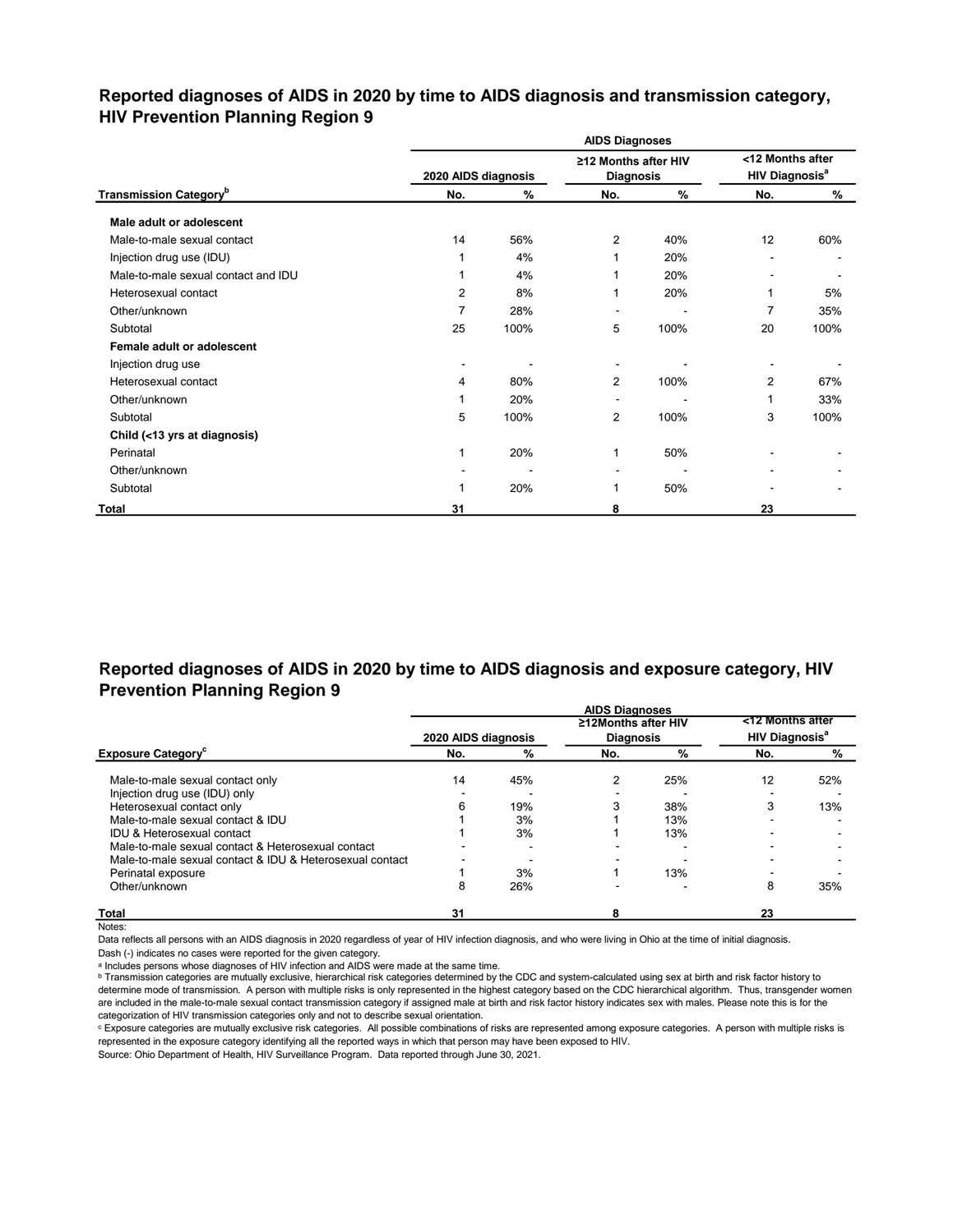## Reported diagnoses of AIDS in 2020 by time to AIDS diagnosis and transmission category, HIV Prevention Planning Region 9

| | AIDS Diagnoses | | | | | |
|---|---|---|---|---|---|---|
| | 2020 AIDS diagnosis | | ≥12 Months after HIV Diagnosis | | <12 Months after HIV Diagnosis[a] | |
| Transmission Category[b] | No. | % | No. | % | No. | % |
| **Male adult or adolescent** | | | | | | |
| Male-to-male sexual contact | 14 | 56% | 2 | 40% | 12 | 60% |
| Injection drug use (IDU) | 1 | 4% | 1 | 20% | - | - |
| Male-to-male sexual contact and IDU | 1 | 4% | 1 | 20% | - | - |
| Heterosexual contact | 2 | 8% | 1 | 20% | 1 | 5% |
| Other/unknown | 7 | 28% | - | - | 7 | 35% |
| Subtotal | 25 | 100% | 5 | 100% | 20 | 100% |
| **Female adult or adolescent** | | | | | | |
| Injection drug use | - | - | - | - | - | - |
| Heterosexual contact | 4 | 80% | 2 | 100% | 2 | 67% |
| Other/unknown | 1 | 20% | - | - | 1 | 33% |
| Subtotal | 5 | 100% | 2 | 100% | 3 | 100% |
| **Child (<13 yrs at diagnosis)** | | | | | | |
| Perinatal | 1 | 20% | 1 | 50% | - | - |
| Other/unknown | - | - | - | - | - | - |
| Subtotal | 1 | 20% | 1 | 50% | - | - |
| **Total** | **31** | | **8** | | **23** | |

## Reported diagnoses of AIDS in 2020 by time to AIDS diagnosis and exposure category, HIV Prevention Planning Region 9

| | AIDS Diagnoses | | | | | |
|---|---|---|---|---|---|---|
| | 2020 AIDS diagnosis | | ≥12Months after HIV Diagnosis | | <12 Months after HIV Diagnosis[a] | |
| Exposure Category[c] | No. | % | No. | % | No. | % |
| Male-to-male sexual contact only | 14 | 45% | 2 | 25% | 12 | 52% |
| Injection drug use (IDU) only | - | - | - | - | - | - |
| Heterosexual contact only | 6 | 19% | 3 | 38% | 3 | 13% |
| Male-to-male sexual contact & IDU | 1 | 3% | 1 | 13% | - | - |
| IDU & Heterosexual contact | 1 | 3% | 1 | 13% | - | - |
| Male-to-male sexual contact & Heterosexual contact | - | - | - | - | - | - |
| Male-to-male sexual contact & IDU & Heterosexual contact | - | - | - | - | - | - |
| Perinatal exposure | 1 | 3% | 1 | 13% | - | - |
| Other/unknown | 8 | 26% | - | - | 8 | 35% |
| **Total** | **31** | | **8** | | **23** | |

Notes:

Data reflects all persons with an AIDS diagnosis in 2020 regardless of year of HIV infection diagnosis, and who were living in Ohio at the time of initial diagnosis.

Dash (-) indicates no cases were reported for the given category.

[a] Includes persons whose diagnoses of HIV infection and AIDS were made at the same time.

[b] Transmission categories are mutually exclusive, hierarchical risk categories determined by the CDC and system-calculated using sex at birth and risk factor history to determine mode of transmission. A person with multiple risks is only represented in the highest category based on the CDC hierarchical algorithm. Thus, transgender women are included in the male-to-male sexual contact transmission category if assigned male at birth and risk factor history indicates sex with males. Please note this is for the categorization of HIV transmission categories only and not to describe sexual orientation.

[c] Exposure categories are mutually exclusive risk categories. All possible combinations of risks are represented among exposure categories. A person with multiple risks is represented in the exposure category identifying all the reported ways in which that person may have been exposed to HIV.

Source: Ohio Department of Health, HIV Surveillance Program. Data reported through June 30, 2021.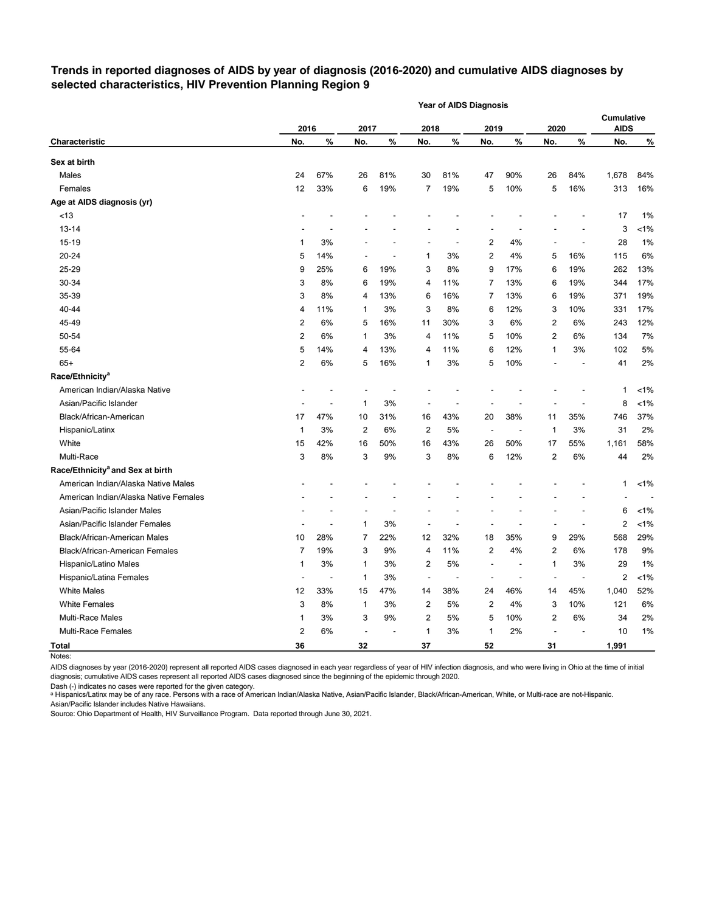**Trends in reported diagnoses of AIDS by year of diagnosis (2016-2020) and cumulative AIDS diagnoses by selected characteristics, HIV Prevention Planning Region 9**

| | Year of AIDS Diagnosis | | | | | | | | | | | |
|---|---|---|---|---|---|---|---|---|---|---|---|---|
| | 2016 | | 2017 | | 2018 | | 2019 | | 2020 | | Cumulative AIDS | |
| **Characteristic** | **No.** | **%** | **No.** | **%** | **No.** | **%** | **No.** | **%** | **No.** | **%** | **No.** | **%** |
| **Sex at birth** | | | | | | | | | | | | |
| Males | 24 | 67% | 26 | 81% | 30 | 81% | 47 | 90% | 26 | 84% | 1,678 | 84% |
| Females | 12 | 33% | 6 | 19% | 7 | 19% | 5 | 10% | 5 | 16% | 313 | 16% |
| **Age at AIDS diagnosis (yr)** | | | | | | | | | | | | |
| <13 | - | - | - | - | - | - | - | - | - | - | 17 | 1% |
| 13-14 | - | - | - | - | - | - | - | - | - | - | 3 | <1% |
| 15-19 | 1 | 3% | - | - | - | - | 2 | 4% | - | - | 28 | 1% |
| 20-24 | 5 | 14% | - | - | 1 | 3% | 2 | 4% | 5 | 16% | 115 | 6% |
| 25-29 | 9 | 25% | 6 | 19% | 3 | 8% | 9 | 17% | 6 | 19% | 262 | 13% |
| 30-34 | 3 | 8% | 6 | 19% | 4 | 11% | 7 | 13% | 6 | 19% | 344 | 17% |
| 35-39 | 3 | 8% | 4 | 13% | 6 | 16% | 7 | 13% | 6 | 19% | 371 | 19% |
| 40-44 | 4 | 11% | 1 | 3% | 3 | 8% | 6 | 12% | 3 | 10% | 331 | 17% |
| 45-49 | 2 | 6% | 5 | 16% | 11 | 30% | 3 | 6% | 2 | 6% | 243 | 12% |
| 50-54 | 2 | 6% | 1 | 3% | 4 | 11% | 5 | 10% | 2 | 6% | 134 | 7% |
| 55-64 | 5 | 14% | 4 | 13% | 4 | 11% | 6 | 12% | 1 | 3% | 102 | 5% |
| 65+ | 2 | 6% | 5 | 16% | 1 | 3% | 5 | 10% | - | - | 41 | 2% |
| **Race/Ethnicity[a]** | | | | | | | | | | | | |
| American Indian/Alaska Native | - | - | - | - | - | - | - | - | - | - | 1 | <1% |
| Asian/Pacific Islander | - | - | 1 | 3% | - | - | - | - | - | - | 8 | <1% |
| Black/African-American | 17 | 47% | 10 | 31% | 16 | 43% | 20 | 38% | 11 | 35% | 746 | 37% |
| Hispanic/Latinx | 1 | 3% | 2 | 6% | 2 | 5% | - | - | 1 | 3% | 31 | 2% |
| White | 15 | 42% | 16 | 50% | 16 | 43% | 26 | 50% | 17 | 55% | 1,161 | 58% |
| Multi-Race | 3 | 8% | 3 | 9% | 3 | 8% | 6 | 12% | 2 | 6% | 44 | 2% |
| **Race/Ethnicity[a] and Sex at birth** | | | | | | | | | | | | |
| American Indian/Alaska Native Males | - | - | - | - | - | - | - | - | - | - | 1 | <1% |
| American Indian/Alaska Native Females | - | - | - | - | - | - | - | - | - | - | - | - |
| Asian/Pacific Islander Males | - | - | - | - | - | - | - | - | - | - | 6 | <1% |
| Asian/Pacific Islander Females | - | - | 1 | 3% | - | - | - | - | - | - | 2 | <1% |
| Black/African-American Males | 10 | 28% | 7 | 22% | 12 | 32% | 18 | 35% | 9 | 29% | 568 | 29% |
| Black/African-American Females | 7 | 19% | 3 | 9% | 4 | 11% | 2 | 4% | 2 | 6% | 178 | 9% |
| Hispanic/Latino Males | 1 | 3% | 1 | 3% | 2 | 5% | - | - | 1 | 3% | 29 | 1% |
| Hispanic/Latina Females | - | - | 1 | 3% | - | - | - | - | - | - | 2 | <1% |
| White Males | 12 | 33% | 15 | 47% | 14 | 38% | 24 | 46% | 14 | 45% | 1,040 | 52% |
| White Females | 3 | 8% | 1 | 3% | 2 | 5% | 2 | 4% | 3 | 10% | 121 | 6% |
| Multi-Race Males | 1 | 3% | 3 | 9% | 2 | 5% | 5 | 10% | 2 | 6% | 34 | 2% |
| Multi-Race Females | 2 | 6% | - | - | 1 | 3% | 1 | 2% | - | - | 10 | 1% |
| **Total** | **36** | | **32** | | **37** | | **52** | | **31** | | **1,991** | |

Notes:

AIDS diagnoses by year (2016-2020) represent all reported AIDS cases diagnosed in each year regardless of year of HIV infection diagnosis, and who were living in Ohio at the time of initial diagnosis; cumulative AIDS cases represent all reported AIDS cases diagnosed since the beginning of the epidemic through 2020.

Dash (-) indicates no cases were reported for the given category.

[a] Hispanics/Latinx may be of any race. Persons with a race of American Indian/Alaska Native, Asian/Pacific Islander, Black/African-American, White, or Multi-race are not-Hispanic.

Asian/Pacific Islander includes Native Hawaiians.

Source: Ohio Department of Health, HIV Surveillance Program. Data reported through June 30, 2021.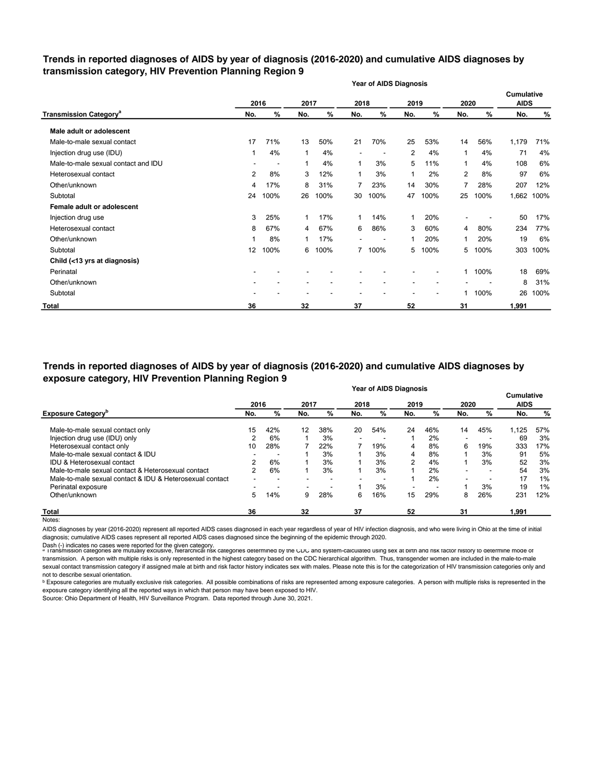## Trends in reported diagnoses of AIDS by year of diagnosis (2016-2020) and cumulative AIDS diagnoses by transmission category, HIV Prevention Planning Region 9

| | Year of AIDS Diagnosis | | | | | | | | | | | |
|---|---|---|---|---|---|---|---|---|---|---|---|---|
| | 2016 | | 2017 | | 2018 | | 2019 | | 2020 | | Cumulative AIDS | |
| Transmission Category[a] | No. | % | No. | % | No. | % | No. | % | No. | % | No. | % |
| **Male adult or adolescent** | | | | | | | | | | | | |
| Male-to-male sexual contact | 17 | 71% | 13 | 50% | 21 | 70% | 25 | 53% | 14 | 56% | 1,179 | 71% |
| Injection drug use (IDU) | 1 | 4% | 1 | 4% | - | - | 2 | 4% | 1 | 4% | 71 | 4% |
| Male-to-male sexual contact and IDU | - | - | 1 | 4% | 1 | 3% | 5 | 11% | 1 | 4% | 108 | 6% |
| Heterosexual contact | 2 | 8% | 3 | 12% | 1 | 3% | 1 | 2% | 2 | 8% | 97 | 6% |
| Other/unknown | 4 | 17% | 8 | 31% | 7 | 23% | 14 | 30% | 7 | 28% | 207 | 12% |
| Subtotal | 24 | 100% | 26 | 100% | 30 | 100% | 47 | 100% | 25 | 100% | 1,662 | 100% |
| **Female adult or adolescent** | | | | | | | | | | | | |
| Injection drug use | 3 | 25% | 1 | 17% | 1 | 14% | 1 | 20% | - | - | 50 | 17% |
| Heterosexual contact | 8 | 67% | 4 | 67% | 6 | 86% | 3 | 60% | 4 | 80% | 234 | 77% |
| Other/unknown | 1 | 8% | 1 | 17% | - | - | 1 | 20% | 1 | 20% | 19 | 6% |
| Subtotal | 12 | 100% | 6 | 100% | 7 | 100% | 5 | 100% | 5 | 100% | 303 | 100% |
| **Child (<13 yrs at diagnosis)** | | | | | | | | | | | | |
| Perinatal | - | - | - | - | - | - | - | - | 1 | 100% | 18 | 69% |
| Other/unknown | - | - | - | - | - | - | - | - | - | - | 8 | 31% |
| Subtotal | - | - | - | - | - | - | - | - | 1 | 100% | 26 | 100% |
| **Total** | **36** | | **32** | | **37** | | **52** | | **31** | | **1,991** | |

## Trends in reported diagnoses of AIDS by year of diagnosis (2016-2020) and cumulative AIDS diagnoses by exposure category, HIV Prevention Planning Region 9

| | Year of AIDS Diagnosis | | | | | | | | | | | |
|---|---|---|---|---|---|---|---|---|---|---|---|---|
| | 2016 | | 2017 | | 2018 | | 2019 | | 2020 | | Cumulative AIDS | |
| Exposure Category[b] | No. | % | No. | % | No. | % | No. | % | No. | % | No. | % |
| Male-to-male sexual contact only | 15 | 42% | 12 | 38% | 20 | 54% | 24 | 46% | 14 | 45% | 1,125 | 57% |
| Injection drug use (IDU) only | 2 | 6% | 1 | 3% | - | - | 1 | 2% | - | - | 69 | 3% |
| Heterosexual contact only | 10 | 28% | 7 | 22% | 7 | 19% | 4 | 8% | 6 | 19% | 333 | 17% |
| Male-to-male sexual contact & IDU | - | - | 1 | 3% | 1 | 3% | 4 | 8% | 1 | 3% | 91 | 5% |
| IDU & Heterosexual contact | 2 | 6% | 1 | 3% | 1 | 3% | 2 | 4% | 1 | 3% | 52 | 3% |
| Male-to-male sexual contact & Heterosexual contact | 2 | 6% | 1 | 3% | 1 | 3% | 1 | 2% | - | - | 54 | 3% |
| Male-to-male sexual contact & IDU & Heterosexual contact | - | - | - | - | - | - | 1 | 2% | - | - | 17 | 1% |
| Perinatal exposure | - | - | - | - | 1 | 3% | - | - | 1 | 3% | 19 | 1% |
| Other/unknown | 5 | 14% | 9 | 28% | 6 | 16% | 15 | 29% | 8 | 26% | 231 | 12% |
| **Total** | **36** | | **32** | | **37** | | **52** | | **31** | | **1,991** | |

Notes:

AIDS diagnoses by year (2016-2020) represent all reported AIDS cases diagnosed in each year regardless of year of HIV infection diagnosis, and who were living in Ohio at the time of initial diagnosis; cumulative AIDS cases represent all reported AIDS cases diagnosed since the beginning of the epidemic through 2020.

Dash (-) indicates no cases were reported for the given category.

[a] Transmission categories are mutually exclusive, hierarchical risk categories determined by the CDC and system-calculated using sex at birth and risk factor history to determine mode of transmission. A person with multiple risks is only represented in the highest category based on the CDC hierarchical algorithm. Thus, transgender women are included in the male-to-male sexual contact transmission category if assigned male at birth and risk factor history indicates sex with males. Please note this is for the categorization of HIV transmission categories only and not to describe sexual orientation.

[b] Exposure categories are mutually exclusive risk categories. All possible combinations of risks are represented among exposure categories. A person with multiple risks is represented in the exposure category identifying all the reported ways in which that person may have been exposed to HIV.

Source: Ohio Department of Health, HIV Surveillance Program. Data reported through June 30, 2021.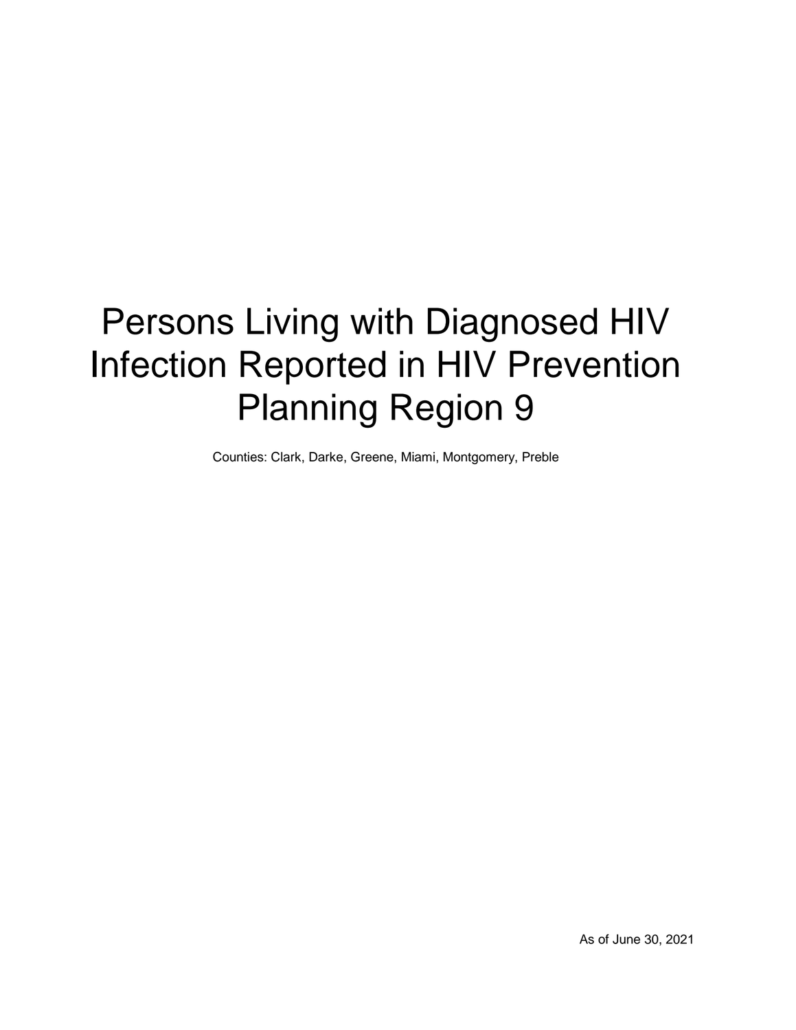# Persons Living with Diagnosed HIV Infection Reported in HIV Prevention Planning Region 9

Counties: Clark, Darke, Greene, Miami, Montgomery, Preble

As of June 30, 2021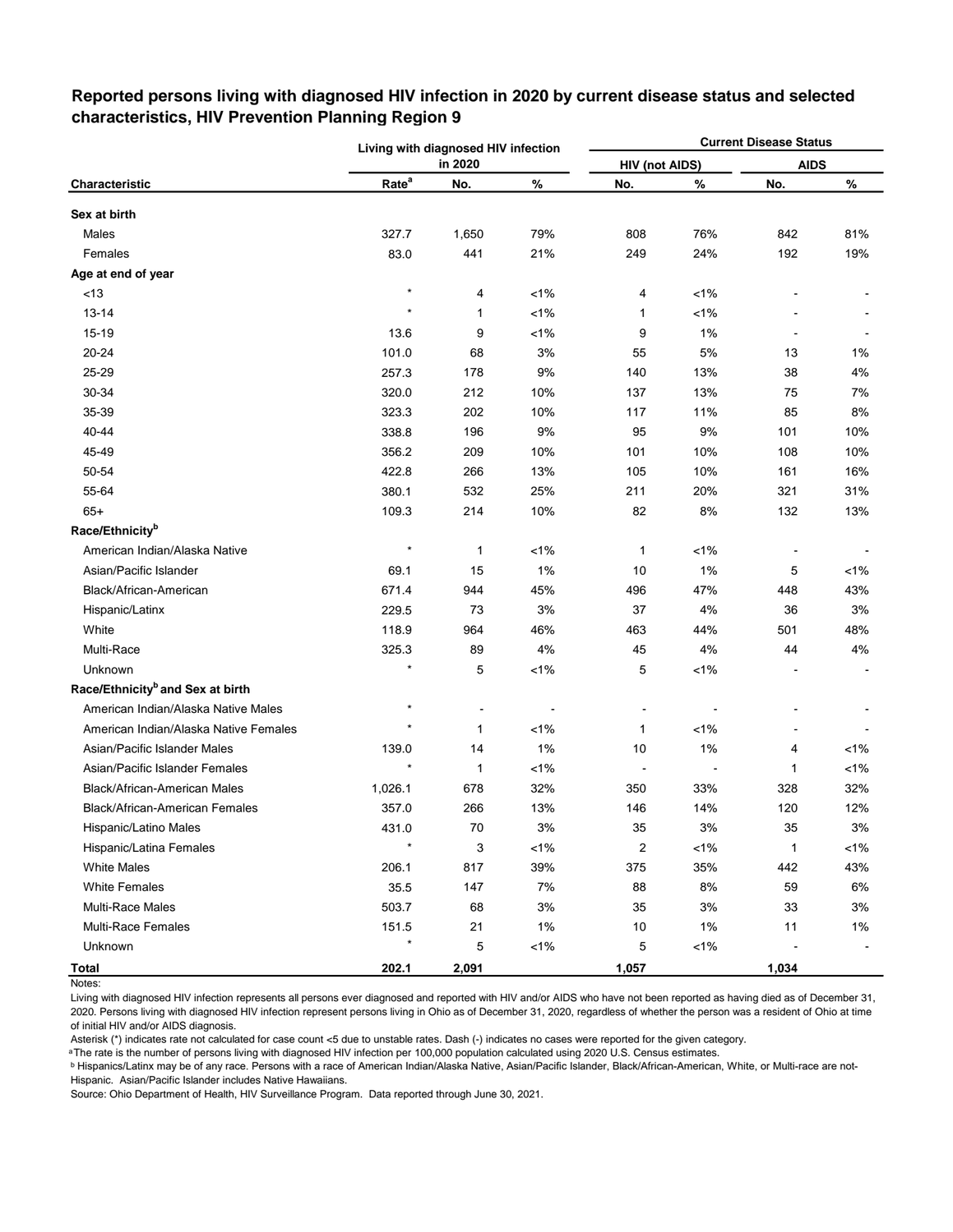**Reported persons living with diagnosed HIV infection in 2020 by current disease status and selected characteristics, HIV Prevention Planning Region 9**

| Characteristic | Living with diagnosed HIV infection in 2020 | | | Current Disease Status | | | |
|---|---|---|---|---|---|---|---|
| | | | | HIV (not AIDS) | | AIDS | |
| | Rate[a] | No. | % | No. | % | No. | % |
| **Sex at birth** | | | | | | | |
| Males | 327.7 | 1,650 | 79% | 808 | 76% | 842 | 81% |
| Females | 83.0 | 441 | 21% | 249 | 24% | 192 | 19% |
| **Age at end of year** | | | | | | | |
| <13 | * | 4 | <1% | 4 | <1% | - | - |
| 13-14 | * | 1 | <1% | 1 | <1% | - | - |
| 15-19 | 13.6 | 9 | <1% | 9 | 1% | - | - |
| 20-24 | 101.0 | 68 | 3% | 55 | 5% | 13 | 1% |
| 25-29 | 257.3 | 178 | 9% | 140 | 13% | 38 | 4% |
| 30-34 | 320.0 | 212 | 10% | 137 | 13% | 75 | 7% |
| 35-39 | 323.3 | 202 | 10% | 117 | 11% | 85 | 8% |
| 40-44 | 338.8 | 196 | 9% | 95 | 9% | 101 | 10% |
| 45-49 | 356.2 | 209 | 10% | 101 | 10% | 108 | 10% |
| 50-54 | 422.8 | 266 | 13% | 105 | 10% | 161 | 16% |
| 55-64 | 380.1 | 532 | 25% | 211 | 20% | 321 | 31% |
| 65+ | 109.3 | 214 | 10% | 82 | 8% | 132 | 13% |
| **Race/Ethnicity[b]** | | | | | | | |
| American Indian/Alaska Native | * | 1 | <1% | 1 | <1% | - | - |
| Asian/Pacific Islander | 69.1 | 15 | 1% | 10 | 1% | 5 | <1% |
| Black/African-American | 671.4 | 944 | 45% | 496 | 47% | 448 | 43% |
| Hispanic/Latinx | 229.5 | 73 | 3% | 37 | 4% | 36 | 3% |
| White | 118.9 | 964 | 46% | 463 | 44% | 501 | 48% |
| Multi-Race | 325.3 | 89 | 4% | 45 | 4% | 44 | 4% |
| Unknown | * | 5 | <1% | 5 | <1% | - | - |
| **Race/Ethnicity[b] and Sex at birth** | | | | | | | |
| American Indian/Alaska Native Males | * | - | - | - | - | - | - |
| American Indian/Alaska Native Females | * | 1 | <1% | 1 | <1% | - | - |
| Asian/Pacific Islander Males | 139.0 | 14 | 1% | 10 | 1% | 4 | <1% |
| Asian/Pacific Islander Females | * | 1 | <1% | - | - | 1 | <1% |
| Black/African-American Males | 1,026.1 | 678 | 32% | 350 | 33% | 328 | 32% |
| Black/African-American Females | 357.0 | 266 | 13% | 146 | 14% | 120 | 12% |
| Hispanic/Latino Males | 431.0 | 70 | 3% | 35 | 3% | 35 | 3% |
| Hispanic/Latina Females | * | 3 | <1% | 2 | <1% | 1 | <1% |
| White Males | 206.1 | 817 | 39% | 375 | 35% | 442 | 43% |
| White Females | 35.5 | 147 | 7% | 88 | 8% | 59 | 6% |
| Multi-Race Males | 503.7 | 68 | 3% | 35 | 3% | 33 | 3% |
| Multi-Race Females | 151.5 | 21 | 1% | 10 | 1% | 11 | 1% |
| Unknown | * | 5 | <1% | 5 | <1% | - | - |
| **Total** | **202.1** | **2,091** | | **1,057** | | **1,034** | |

Notes:

Living with diagnosed HIV infection represents all persons ever diagnosed and reported with HIV and/or AIDS who have not been reported as having died as of December 31, 2020. Persons living with diagnosed HIV infection represent persons living in Ohio as of December 31, 2020, regardless of whether the person was a resident of Ohio at time of initial HIV and/or AIDS diagnosis.

Asterisk (*) indicates rate not calculated for case count <5 due to unstable rates. Dash (-) indicates no cases were reported for the given category.

[a] The rate is the number of persons living with diagnosed HIV infection per 100,000 population calculated using 2020 U.S. Census estimates.

[b] Hispanics/Latinx may be of any race. Persons with a race of American Indian/Alaska Native, Asian/Pacific Islander, Black/African-American, White, or Multi-race are not-Hispanic. Asian/Pacific Islander includes Native Hawaiians.

Source: Ohio Department of Health, HIV Surveillance Program. Data reported through June 30, 2021.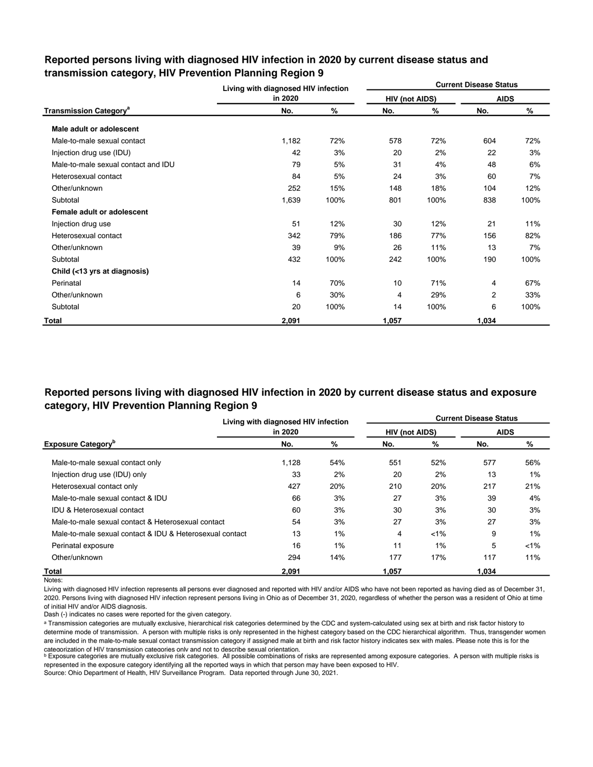## Reported persons living with diagnosed HIV infection in 2020 by current disease status and transmission category, HIV Prevention Planning Region 9

| | Living with diagnosed HIV infection in 2020 | | Current Disease Status | | | |
|---|---|---|---|---|---|---|
| | | | HIV (not AIDS) | | AIDS | |
| Transmission Category[a] | No. | % | No. | % | No. | % |
| **Male adult or adolescent** | | | | | | |
| Male-to-male sexual contact | 1,182 | 72% | 578 | 72% | 604 | 72% |
| Injection drug use (IDU) | 42 | 3% | 20 | 2% | 22 | 3% |
| Male-to-male sexual contact and IDU | 79 | 5% | 31 | 4% | 48 | 6% |
| Heterosexual contact | 84 | 5% | 24 | 3% | 60 | 7% |
| Other/unknown | 252 | 15% | 148 | 18% | 104 | 12% |
| Subtotal | 1,639 | 100% | 801 | 100% | 838 | 100% |
| **Female adult or adolescent** | | | | | | |
| Injection drug use | 51 | 12% | 30 | 12% | 21 | 11% |
| Heterosexual contact | 342 | 79% | 186 | 77% | 156 | 82% |
| Other/unknown | 39 | 9% | 26 | 11% | 13 | 7% |
| Subtotal | 432 | 100% | 242 | 100% | 190 | 100% |
| **Child (<13 yrs at diagnosis)** | | | | | | |
| Perinatal | 14 | 70% | 10 | 71% | 4 | 67% |
| Other/unknown | 6 | 30% | 4 | 29% | 2 | 33% |
| Subtotal | 20 | 100% | 14 | 100% | 6 | 100% |
| **Total** | **2,091** | | **1,057** | | **1,034** | |

## Reported persons living with diagnosed HIV infection in 2020 by current disease status and exposure category, HIV Prevention Planning Region 9

| | Living with diagnosed HIV infection in 2020 | | Current Disease Status | | | |
|---|---|---|---|---|---|---|
| | | | HIV (not AIDS) | | AIDS | |
| Exposure Category[b] | No. | % | No. | % | No. | % |
| Male-to-male sexual contact only | 1,128 | 54% | 551 | 52% | 577 | 56% |
| Injection drug use (IDU) only | 33 | 2% | 20 | 2% | 13 | 1% |
| Heterosexual contact only | 427 | 20% | 210 | 20% | 217 | 21% |
| Male-to-male sexual contact & IDU | 66 | 3% | 27 | 3% | 39 | 4% |
| IDU & Heterosexual contact | 60 | 3% | 30 | 3% | 30 | 3% |
| Male-to-male sexual contact & Heterosexual contact | 54 | 3% | 27 | 3% | 27 | 3% |
| Male-to-male sexual contact & IDU & Heterosexual contact | 13 | 1% | 4 | <1% | 9 | 1% |
| Perinatal exposure | 16 | 1% | 11 | 1% | 5 | <1% |
| Other/unknown | 294 | 14% | 177 | 17% | 117 | 11% |
| **Total** | **2,091** | | **1,057** | | **1,034** | |

Notes:

Living with diagnosed HIV infection represents all persons ever diagnosed and reported with HIV and/or AIDS who have not been reported as having died as of December 31, 2020. Persons living with diagnosed HIV infection represent persons living in Ohio as of December 31, 2020, regardless of whether the person was a resident of Ohio at time of initial HIV and/or AIDS diagnosis.

Dash (-) indicates no cases were reported for the given category.

[a] Transmission categories are mutually exclusive, hierarchical risk categories determined by the CDC and system-calculated using sex at birth and risk factor history to determine mode of transmission. A person with multiple risks is only represented in the highest category based on the CDC hierarchical algorithm. Thus, transgender women are included in the male-to-male sexual contact transmission category if assigned male at birth and risk factor history indicates sex with males. Please note this is for the categorization of HIV transmission categories only and not to describe sexual orientation.

[b] Exposure categories are mutually exclusive risk categories. All possible combinations of risks are represented among exposure categories. A person with multiple risks is represented in the exposure category identifying all the reported ways in which that person may have been exposed to HIV.

Source: Ohio Department of Health, HIV Surveillance Program. Data reported through June 30, 2021.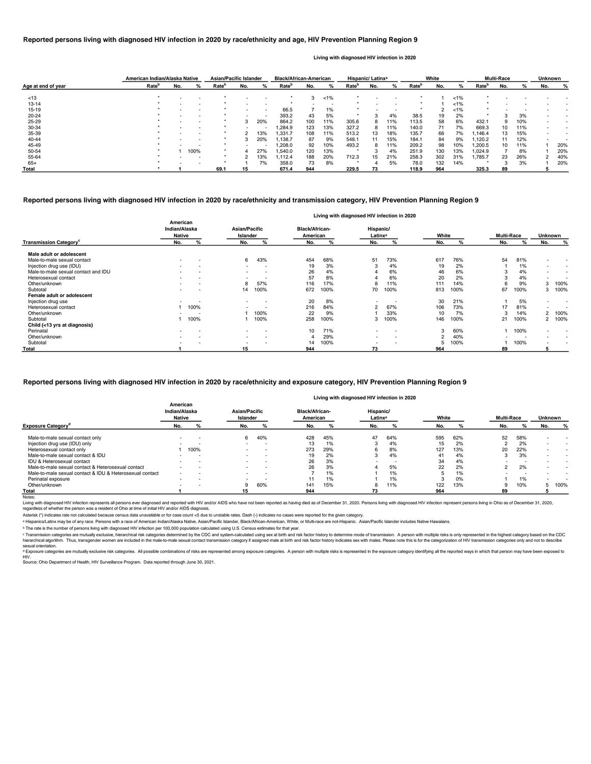## Reported persons living with diagnosed HIV infection in 2020 by race/ethnicity and age, HIV Prevention Planning Region 9

Living with diagnosed HIV infection in 2020

| Age at end of year | American Indian/Alaska Native | | | Asian/Pacific Islander | | | Black/African-American | | | Hispanic/ Latinx[a] | | | White | | | Multi-Race | | | Unknown | |
|---|---|---|---|---|---|---|---|---|---|---|---|---|---|---|---|---|---|---|---|---|
| | Rate[b] | No. | % | Rate[b] | No. | % | Rate[b] | No. | % | Rate[b] | No. | % | Rate[b] | No. | % | Rate[b] | No. | % | No. | % |
| <13 | * | - | - | * | - | - | * | 3 | <1% | * | - | - | * | 1 | <1% | * | - | - | - | - |
| 13-14 | * | - | - | * | - | - | * | - | - | * | - | - | * | 1 | <1% | * | - | - | - | - |
| 15-19 | * | - | - | * | - | - | 66.5 | 7 | 1% | * | - | - | * | 2 | <1% | * | - | - | - | - |
| 20-24 | * | - | - | * | - | - | 393.2 | 43 | 5% | * | 3 | 4% | 38.5 | 19 | 2% | * | 3 | 3% | - | - |
| 25-29 | * | - | - | * | 3 | 20% | 864.2 | 100 | 11% | 305.6 | 8 | 11% | 113.5 | 58 | 6% | 432.1 | 9 | 10% | - | - |
| 30-34 | * | - | - | * | - | - | 1,284.9 | 123 | 13% | 327.2 | 8 | 11% | 140.0 | 71 | 7% | 669.3 | 10 | 11% | - | - |
| 35-39 | * | - | - | * | 2 | 13% | 1,331.7 | 108 | 11% | 513.2 | 13 | 18% | 135.7 | 66 | 7% | 1,146.4 | 13 | 15% | - | - |
| 40-44 | * | - | - | * | 3 | 20% | 1,138.7 | 87 | 9% | 548.1 | 11 | 15% | 184.1 | 84 | 9% | 1,120.2 | 11 | 12% | - | - |
| 45-49 | * | - | - | * | - | - | 1,208.0 | 92 | 10% | 493.2 | 8 | 11% | 209.2 | 98 | 10% | 1,200.5 | 10 | 11% | 1 | 20% |
| 50-54 | * | 1 | 100% | * | 4 | 27% | 1,540.0 | 120 | 13% | * | 3 | 4% | 251.9 | 130 | 13% | 1,024.9 | 7 | 8% | 1 | 20% |
| 55-64 | * | - | - | * | 2 | 13% | 1,112.4 | 188 | 20% | 712.3 | 15 | 21% | 258.3 | 302 | 31% | 1,785.7 | 23 | 26% | 2 | 40% |
| 65+ | * | - | - | * | 1 | 7% | 358.0 | 73 | 8% | * | 4 | 5% | 78.0 | 132 | 14% | * | 3 | 3% | 1 | 20% |
| **Total** | * | **1** | | **69.1** | **15** | | **671.4** | **944** | | **229.5** | **73** | | **118.9** | **964** | | **325.3** | **89** | | **5** | |

## Reported persons living with diagnosed HIV infection in 2020 by race/ethnicity and transmission category, HIV Prevention Planning Region 9

Living with diagnosed HIV infection in 2020

| Transmission Category[c] | American Indian/Alaska Native | | Asian/Pacific Islander | | Black/African-American | | Hispanic/ Latinx[a] | | White | | Multi-Race | | Unknown | |
|---|---|---|---|---|---|---|---|---|---|---|---|---|---|---|
| | No. | % | No. | % | No. | % | No. | % | No. | % | No. | % | No. | % |
| **Male adult or adolescent** | | | | | | | | | | | | | | |
| Male-to-male sexual contact | - | - | 6 | 43% | 454 | 68% | 51 | 73% | 617 | 76% | 54 | 81% | - | - |
| Injection drug use (IDU) | - | - | - | - | 19 | 3% | 3 | 4% | 19 | 2% | 1 | 1% | - | - |
| Male-to-male sexual contact and IDU | - | - | - | - | 26 | 4% | 4 | 6% | 46 | 6% | 3 | 4% | - | - |
| Heterosexual contact | - | - | - | - | 57 | 8% | 4 | 6% | 20 | 2% | 3 | 4% | - | - |
| Other/unknown | - | - | 8 | 57% | 116 | 17% | 8 | 11% | 111 | 14% | 6 | 9% | 3 | 100% |
| Subtotal | - | - | 14 | 100% | 672 | 100% | 70 | 100% | 813 | 100% | 67 | 100% | 3 | 100% |
| **Female adult or adolescent** | | | | | | | | | | | | | | |
| Injection drug use | - | - | - | - | 20 | 8% | - | - | 30 | 21% | 1 | 5% | - | - |
| Heterosexual contact | 1 | 100% | - | - | 216 | 84% | 2 | 67% | 106 | 73% | 17 | 81% | - | - |
| Other/unknown | - | - | 1 | 100% | 22 | 9% | 1 | 33% | 10 | 7% | 3 | 14% | 2 | 100% |
| Subtotal | 1 | 100% | 1 | 100% | 258 | 100% | 3 | 100% | 146 | 100% | 21 | 100% | 2 | 100% |
| **Child (<13 yrs at diagnosis)** | | | | | | | | | | | | | | |
| Perinatal | - | - | - | - | 10 | 71% | - | - | 3 | 60% | 1 | 100% | - | - |
| Other/unknown | - | - | - | - | 4 | 29% | - | - | 2 | 40% | - | - | - | - |
| Subtotal | - | - | - | - | 14 | 100% | - | - | 5 | 100% | 1 | 100% | - | - |
| **Total** | **1** | | **15** | | **944** | | **73** | | **964** | | **89** | | **5** | |

## Reported persons living with diagnosed HIV infection in 2020 by race/ethnicity and exposure category, HIV Prevention Planning Region 9

Living with diagnosed HIV infection in 2020

| Exposure Category[d] | American Indian/Alaska Native | | Asian/Pacific Islander | | Black/African-American | | Hispanic/ Latinx[a] | | White | | Multi-Race | | Unknown | |
|---|---|---|---|---|---|---|---|---|---|---|---|---|---|---|
| | No. | % | No. | % | No. | % | No. | % | No. | % | No. | % | No. | % |
| Male-to-male sexual contact only | - | - | 6 | 40% | 428 | 45% | 47 | 64% | 595 | 62% | 52 | 58% | - | - |
| Injection drug use (IDU) only | - | - | - | - | 13 | 1% | 3 | 4% | 15 | 2% | 2 | 2% | - | - |
| Heterosexual contact only | 1 | 100% | - | - | 273 | 29% | 6 | 8% | 127 | 13% | 20 | 22% | - | - |
| Male-to-male sexual contact & IDU | - | - | - | - | 19 | 2% | 3 | 4% | 41 | 4% | 3 | 3% | - | - |
| IDU & Heterosexual contact | - | - | - | - | 26 | 3% | - | - | 34 | 4% | - | - | - | - |
| Male-to-male sexual contact & Heterosexual contact | - | - | - | - | 26 | 3% | 4 | 5% | 22 | 2% | 2 | 2% | - | - |
| Male-to-male sexual contact & IDU & Heterosexual contact | - | - | - | - | 7 | 1% | 1 | 1% | 5 | 1% | - | - | - | - |
| Perinatal exposure | - | - | - | - | 11 | 1% | 1 | 1% | 3 | 0% | 1 | 1% | - | - |
| Other/unknown | - | - | 9 | 60% | 141 | 15% | 8 | 11% | 122 | 13% | 9 | 10% | 5 | 100% |
| **Total** | **1** | | **15** | | **944** | | **73** | | **964** | | **89** | | **5** | |

Notes:

Living with diagnosed HIV infection represents all persons ever diagnosed and reported with HIV and/or AIDS who have not been reported as having died as of December 31, 2020. Persons living with diagnosed HIV infection represent persons living in Ohio as of December 31, 2020, regardless of whether the person was a resident of Ohio at time of initial HIV and/or AIDS diagnosis.

Asterisk (*) indicates rate not calculated because census data unavailable or for case count <5 due to unstable rates. Dash (-) indicates no cases were reported for the given category.

[a] Hispanics/Latinx may be of any race. Persons with a race of American Indian/Alaska Native, Asian/Pacific Islander, Black/African-American, White, or Multi-race are not-Hispanic. Asian/Pacific Islander includes Native Hawaiians.

[b] The rate is the number of persons living with diagnosed HIV infection per 100,000 population calculated using U.S. Census estimates for that year.

[c] Transmission categories are mutually exclusive, hierarchical risk categories determined by the CDC and system-calculated using sex at birth and risk factor history to determine mode of transmission. A person with multiple risks is only represented in the highest category based on the CDC hierarchical algorithm. Thus, transgender women are included in the male-to-male sexual contact transmission category if assigned male at birth and risk factor history indicates sex with males. Please note this is for the categorization of HIV transmission categories only and not to describe sexual orientation.

[d] Exposure categories are mutually exclusive risk categories. All possible combinations of risks are represented among exposure categories. A person with multiple risks is represented in the exposure category identifying all the reported ways in which that person may have been exposed to HIV.

Source: Ohio Department of Health, HIV Surveillance Program. Data reported through June 30, 2021.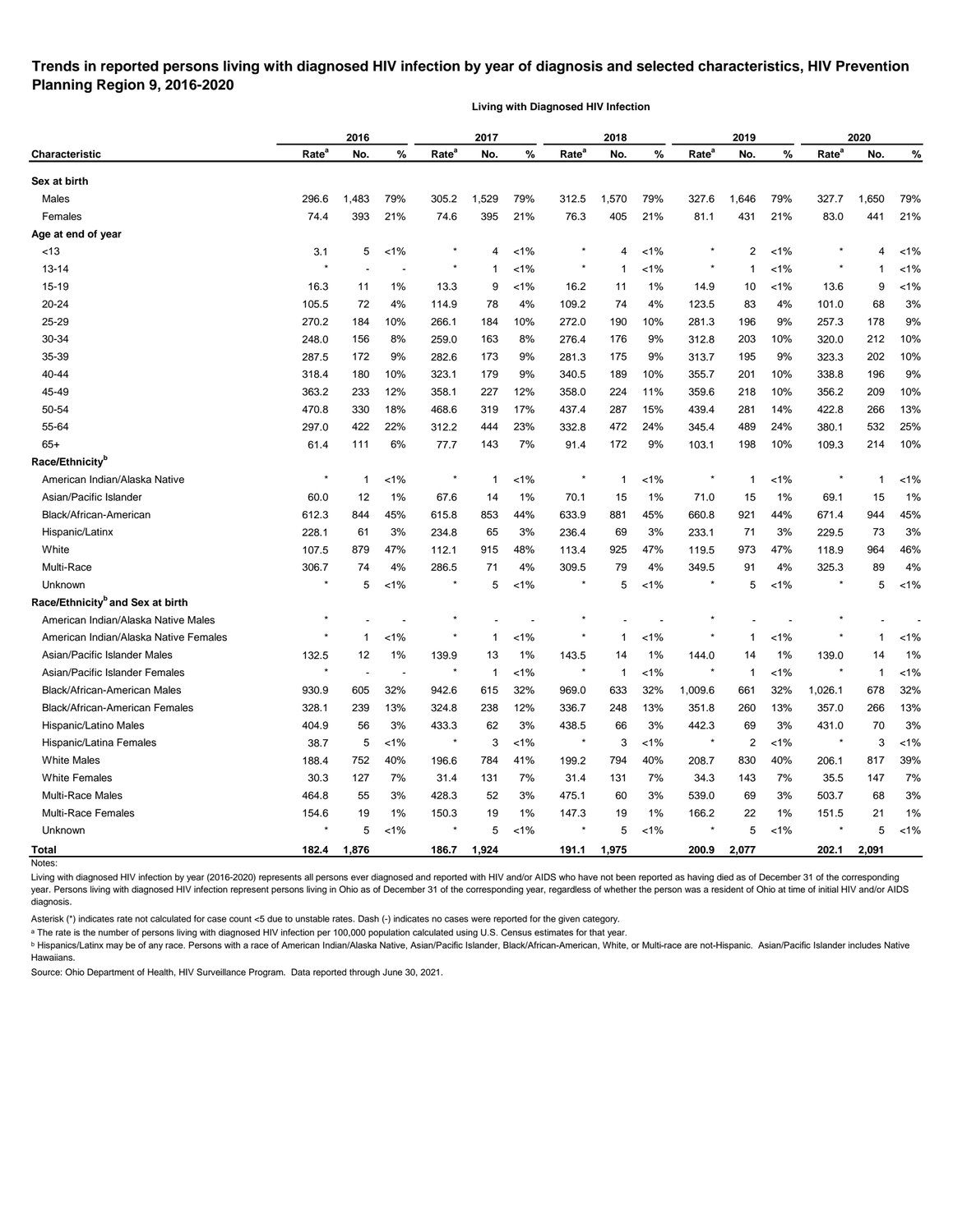**Trends in reported persons living with diagnosed HIV infection by year of diagnosis and selected characteristics, HIV Prevention Planning Region 9, 2016-2020**

Living with Diagnosed HIV Infection

| Characteristic | 2016 | | | 2017 | | | 2018 | | | 2019 | | | 2020 | | |
|---|---|---|---|---|---|---|---|---|---|---|---|---|---|---|---|
| | Rate[a] | No. | % | Rate[a] | No. | % | Rate[a] | No. | % | Rate[a] | No. | % | Rate[a] | No. | % |
| **Sex at birth** | | | | | | | | | | | | | | | |
| Males | 296.6 | 1,483 | 79% | 305.2 | 1,529 | 79% | 312.5 | 1,570 | 79% | 327.6 | 1,646 | 79% | 327.7 | 1,650 | 79% |
| Females | 74.4 | 393 | 21% | 74.6 | 395 | 21% | 76.3 | 405 | 21% | 81.1 | 431 | 21% | 83.0 | 441 | 21% |
| **Age at end of year** | | | | | | | | | | | | | | | |
| <13 | 3.1 | 5 | <1% | * | 4 | <1% | * | 4 | <1% | * | 2 | <1% | * | 4 | <1% |
| 13-14 | * | - | - | * | 1 | <1% | * | 1 | <1% | * | 1 | <1% | * | 1 | <1% |
| 15-19 | 16.3 | 11 | 1% | 13.3 | 9 | <1% | 16.2 | 11 | 1% | 14.9 | 10 | <1% | 13.6 | 9 | <1% |
| 20-24 | 105.5 | 72 | 4% | 114.9 | 78 | 4% | 109.2 | 74 | 4% | 123.5 | 83 | 4% | 101.0 | 68 | 3% |
| 25-29 | 270.2 | 184 | 10% | 266.1 | 184 | 10% | 272.0 | 190 | 10% | 281.3 | 196 | 9% | 257.3 | 178 | 9% |
| 30-34 | 248.0 | 156 | 8% | 259.0 | 163 | 8% | 276.4 | 176 | 9% | 312.8 | 203 | 10% | 320.0 | 212 | 10% |
| 35-39 | 287.5 | 172 | 9% | 282.6 | 173 | 9% | 281.3 | 175 | 9% | 313.7 | 195 | 9% | 323.3 | 202 | 10% |
| 40-44 | 318.4 | 180 | 10% | 323.1 | 179 | 9% | 340.5 | 189 | 10% | 355.7 | 201 | 10% | 338.8 | 196 | 9% |
| 45-49 | 363.2 | 233 | 12% | 358.1 | 227 | 12% | 358.0 | 224 | 11% | 359.6 | 218 | 10% | 356.2 | 209 | 10% |
| 50-54 | 470.8 | 330 | 18% | 468.6 | 319 | 17% | 437.4 | 287 | 15% | 439.4 | 281 | 14% | 422.8 | 266 | 13% |
| 55-64 | 297.0 | 422 | 22% | 312.2 | 444 | 23% | 332.8 | 472 | 24% | 345.4 | 489 | 24% | 380.1 | 532 | 25% |
| 65+ | 61.4 | 111 | 6% | 77.7 | 143 | 7% | 91.4 | 172 | 9% | 103.1 | 198 | 10% | 109.3 | 214 | 10% |
| **Race/Ethnicity[b]** | | | | | | | | | | | | | | | |
| American Indian/Alaska Native | * | 1 | <1% | * | 1 | <1% | * | 1 | <1% | * | 1 | <1% | * | 1 | <1% |
| Asian/Pacific Islander | 60.0 | 12 | 1% | 67.6 | 14 | 1% | 70.1 | 15 | 1% | 71.0 | 15 | 1% | 69.1 | 15 | 1% |
| Black/African-American | 612.3 | 844 | 45% | 615.8 | 853 | 44% | 633.9 | 881 | 45% | 660.8 | 921 | 44% | 671.4 | 944 | 45% |
| Hispanic/Latinx | 228.1 | 61 | 3% | 234.8 | 65 | 3% | 236.4 | 69 | 3% | 233.1 | 71 | 3% | 229.5 | 73 | 3% |
| White | 107.5 | 879 | 47% | 112.1 | 915 | 48% | 113.4 | 925 | 47% | 119.5 | 973 | 47% | 118.9 | 964 | 46% |
| Multi-Race | 306.7 | 74 | 4% | 286.5 | 71 | 4% | 309.5 | 79 | 4% | 349.5 | 91 | 4% | 325.3 | 89 | 4% |
| Unknown | * | 5 | <1% | * | 5 | <1% | * | 5 | <1% | * | 5 | <1% | * | 5 | <1% |
| **Race/Ethnicity[b] and Sex at birth** | | | | | | | | | | | | | | | |
| American Indian/Alaska Native Males | * | - | - | * | - | - | * | - | - | * | - | - | * | - | - |
| American Indian/Alaska Native Females | * | 1 | <1% | * | 1 | <1% | * | 1 | <1% | * | 1 | <1% | * | 1 | <1% |
| Asian/Pacific Islander Males | 132.5 | 12 | 1% | 139.9 | 13 | 1% | 143.5 | 14 | 1% | 144.0 | 14 | 1% | 139.0 | 14 | 1% |
| Asian/Pacific Islander Females | * | - | - | * | 1 | <1% | * | 1 | <1% | * | 1 | <1% | * | 1 | <1% |
| Black/African-American Males | 930.9 | 605 | 32% | 942.6 | 615 | 32% | 969.0 | 633 | 32% | 1,009.6 | 661 | 32% | 1,026.1 | 678 | 32% |
| Black/African-American Females | 328.1 | 239 | 13% | 324.8 | 238 | 12% | 336.7 | 248 | 13% | 351.8 | 260 | 13% | 357.0 | 266 | 13% |
| Hispanic/Latino Males | 404.9 | 56 | 3% | 433.3 | 62 | 3% | 438.5 | 66 | 3% | 442.3 | 69 | 3% | 431.0 | 70 | 3% |
| Hispanic/Latina Females | 38.7 | 5 | <1% | * | 3 | <1% | * | 3 | <1% | * | 2 | <1% | * | 3 | <1% |
| White Males | 188.4 | 752 | 40% | 196.6 | 784 | 41% | 199.2 | 794 | 40% | 208.7 | 830 | 40% | 206.1 | 817 | 39% |
| White Females | 30.3 | 127 | 7% | 31.4 | 131 | 7% | 31.4 | 131 | 7% | 34.3 | 143 | 7% | 35.5 | 147 | 7% |
| Multi-Race Males | 464.8 | 55 | 3% | 428.3 | 52 | 3% | 475.1 | 60 | 3% | 539.0 | 69 | 3% | 503.7 | 68 | 3% |
| Multi-Race Females | 154.6 | 19 | 1% | 150.3 | 19 | 1% | 147.3 | 19 | 1% | 166.2 | 22 | 1% | 151.5 | 21 | 1% |
| Unknown | * | 5 | <1% | * | 5 | <1% | * | 5 | <1% | * | 5 | <1% | * | 5 | <1% |
| **Total** | **182.4** | **1,876** | | **186.7** | **1,924** | | **191.1** | **1,975** | | **200.9** | **2,077** | | **202.1** | **2,091** | |

Notes:

Living with diagnosed HIV infection by year (2016-2020) represents all persons ever diagnosed and reported with HIV and/or AIDS who have not been reported as having died as of December 31 of the corresponding year. Persons living with diagnosed HIV infection represent persons living in Ohio as of December 31 of the corresponding year, regardless of whether the person was a resident of Ohio at time of initial HIV and/or AIDS diagnosis.

Asterisk (*) indicates rate not calculated for case count <5 due to unstable rates. Dash (-) indicates no cases were reported for the given category.

[a] The rate is the number of persons living with diagnosed HIV infection per 100,000 population calculated using U.S. Census estimates for that year.

[b] Hispanics/Latinx may be of any race. Persons with a race of American Indian/Alaska Native, Asian/Pacific Islander, Black/African-American, White, or Multi-race are not-Hispanic. Asian/Pacific Islander includes Native Hawaiians.

Source: Ohio Department of Health, HIV Surveillance Program. Data reported through June 30, 2021.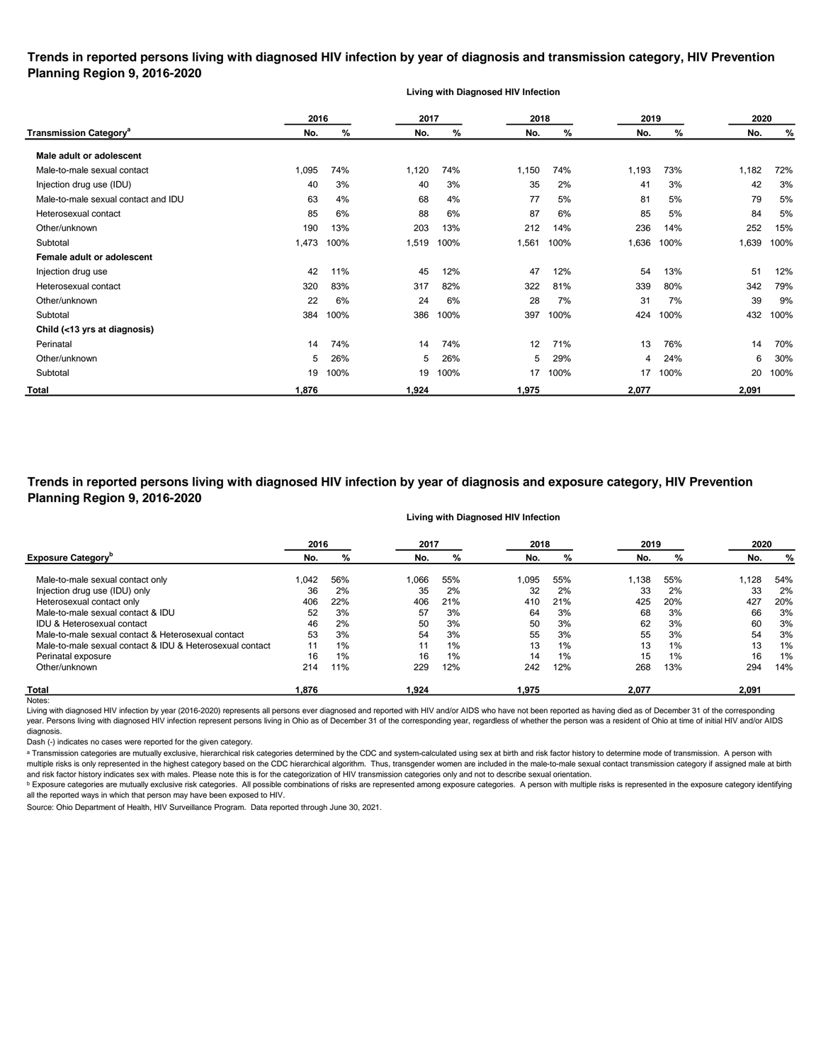## Trends in reported persons living with diagnosed HIV infection by year of diagnosis and transmission category, HIV Prevention Planning Region 9, 2016-2020

| | Living with Diagnosed HIV Infection | | | | | | | | | |
|---|---|---|---|---|---|---|---|---|---|---|
| | 2016 | | 2017 | | 2018 | | 2019 | | 2020 | |
| Transmission Category[a] | No. | % | No. | % | No. | % | No. | % | No. | % |
| **Male adult or adolescent** | | | | | | | | | | |
| Male-to-male sexual contact | 1,095 | 74% | 1,120 | 74% | 1,150 | 74% | 1,193 | 73% | 1,182 | 72% |
| Injection drug use (IDU) | 40 | 3% | 40 | 3% | 35 | 2% | 41 | 3% | 42 | 3% |
| Male-to-male sexual contact and IDU | 63 | 4% | 68 | 4% | 77 | 5% | 81 | 5% | 79 | 5% |
| Heterosexual contact | 85 | 6% | 88 | 6% | 87 | 6% | 85 | 5% | 84 | 5% |
| Other/unknown | 190 | 13% | 203 | 13% | 212 | 14% | 236 | 14% | 252 | 15% |
| Subtotal | 1,473 | 100% | 1,519 | 100% | 1,561 | 100% | 1,636 | 100% | 1,639 | 100% |
| **Female adult or adolescent** | | | | | | | | | | |
| Injection drug use | 42 | 11% | 45 | 12% | 47 | 12% | 54 | 13% | 51 | 12% |
| Heterosexual contact | 320 | 83% | 317 | 82% | 322 | 81% | 339 | 80% | 342 | 79% |
| Other/unknown | 22 | 6% | 24 | 6% | 28 | 7% | 31 | 7% | 39 | 9% |
| Subtotal | 384 | 100% | 386 | 100% | 397 | 100% | 424 | 100% | 432 | 100% |
| **Child (<13 yrs at diagnosis)** | | | | | | | | | | |
| Perinatal | 14 | 74% | 14 | 74% | 12 | 71% | 13 | 76% | 14 | 70% |
| Other/unknown | 5 | 26% | 5 | 26% | 5 | 29% | 4 | 24% | 6 | 30% |
| Subtotal | 19 | 100% | 19 | 100% | 17 | 100% | 17 | 100% | 20 | 100% |
| **Total** | **1,876** | | **1,924** | | **1,975** | | **2,077** | | **2,091** | |

## Trends in reported persons living with diagnosed HIV infection by year of diagnosis and exposure category, HIV Prevention Planning Region 9, 2016-2020

| | Living with Diagnosed HIV Infection | | | | | | | | | |
|---|---|---|---|---|---|---|---|---|---|---|
| | 2016 | | 2017 | | 2018 | | 2019 | | 2020 | |
| Exposure Category[b] | No. | % | No. | % | No. | % | No. | % | No. | % |
| Male-to-male sexual contact only | 1,042 | 56% | 1,066 | 55% | 1,095 | 55% | 1,138 | 55% | 1,128 | 54% |
| Injection drug use (IDU) only | 36 | 2% | 35 | 2% | 32 | 2% | 33 | 2% | 33 | 2% |
| Heterosexual contact only | 406 | 22% | 406 | 21% | 410 | 21% | 425 | 20% | 427 | 20% |
| Male-to-male sexual contact & IDU | 52 | 3% | 57 | 3% | 64 | 3% | 68 | 3% | 66 | 3% |
| IDU & Heterosexual contact | 46 | 2% | 50 | 3% | 50 | 3% | 62 | 3% | 60 | 3% |
| Male-to-male sexual contact & Heterosexual contact | 53 | 3% | 54 | 3% | 55 | 3% | 55 | 3% | 54 | 3% |
| Male-to-male sexual contact & IDU & Heterosexual contact | 11 | 1% | 11 | 1% | 13 | 1% | 13 | 1% | 13 | 1% |
| Perinatal exposure | 16 | 1% | 16 | 1% | 14 | 1% | 15 | 1% | 16 | 1% |
| Other/unknown | 214 | 11% | 229 | 12% | 242 | 12% | 268 | 13% | 294 | 14% |
| **Total** | **1,876** | | **1,924** | | **1,975** | | **2,077** | | **2,091** | |

Notes:

Living with diagnosed HIV infection by year (2016-2020) represents all persons ever diagnosed and reported with HIV and/or AIDS who have not been reported as having died as of December 31 of the corresponding year. Persons living with diagnosed HIV infection represent persons living in Ohio as of December 31 of the corresponding year, regardless of whether the person was a resident of Ohio at time of initial HIV and/or AIDS diagnosis.

Dash (-) indicates no cases were reported for the given category.

[a] Transmission categories are mutually exclusive, hierarchical risk categories determined by the CDC and system-calculated using sex at birth and risk factor history to determine mode of transmission. A person with multiple risks is only represented in the highest category based on the CDC hierarchical algorithm. Thus, transgender women are included in the male-to-male sexual contact transmission category if assigned male at birth and risk factor history indicates sex with males. Please note this is for the categorization of HIV transmission categories only and not to describe sexual orientation.

[b] Exposure categories are mutually exclusive risk categories. All possible combinations of risks are represented among exposure categories. A person with multiple risks is represented in the exposure category identifying all the reported ways in which that person may have been exposed to HIV.

Source: Ohio Department of Health, HIV Surveillance Program. Data reported through June 30, 2021.